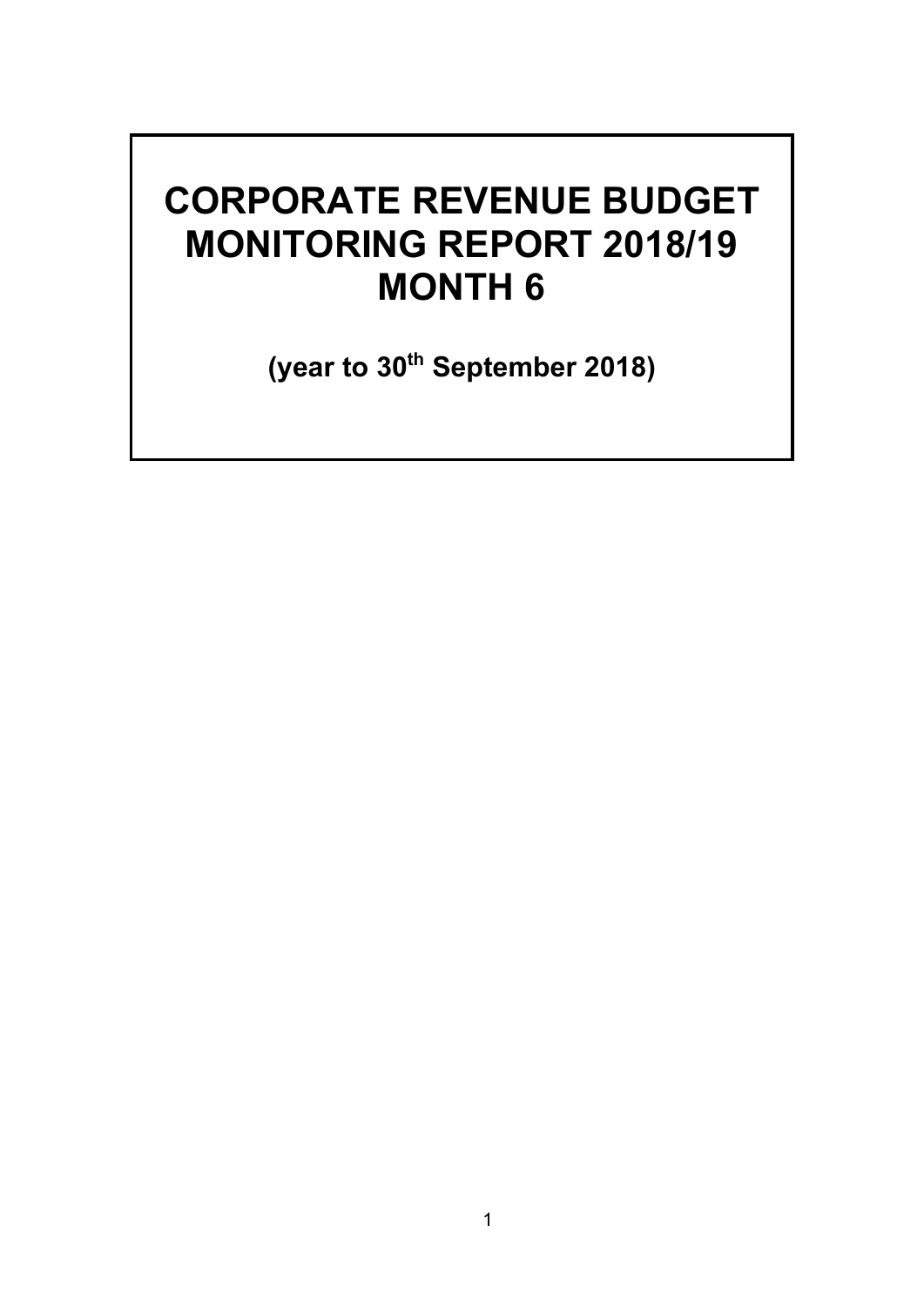# CORPORATE REVENUE BUDGET MONITORING REPORT 2018/19 MONTH 6

**(year to 30th September 2018)**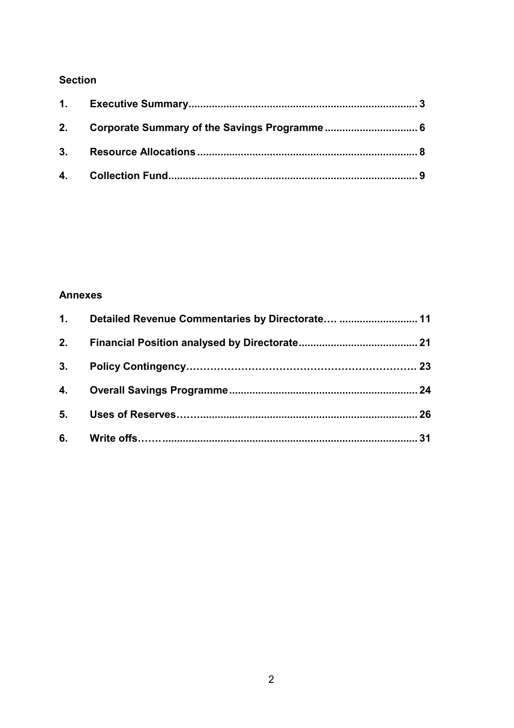**Section**

| | | |
|---|---|---|
| **1.** | **Executive Summary** | **3** |
| **2.** | **Corporate Summary of the Savings Programme** | **6** |
| **3.** | **Resource Allocations** | **8** |
| **4.** | **Collection Fund** | **9** |

**Annexes**

| | | |
|---|---|---|
| **1.** | **Detailed Revenue Commentaries by Directorate….** | **11** |
| **2.** | **Financial Position analysed by Directorate** | **21** |
| **3.** | **Policy Contingency** | **23** |
| **4.** | **Overall Savings Programme** | **24** |
| **5.** | **Uses of Reserves** | **26** |
| **6.** | **Write offs** | **31** |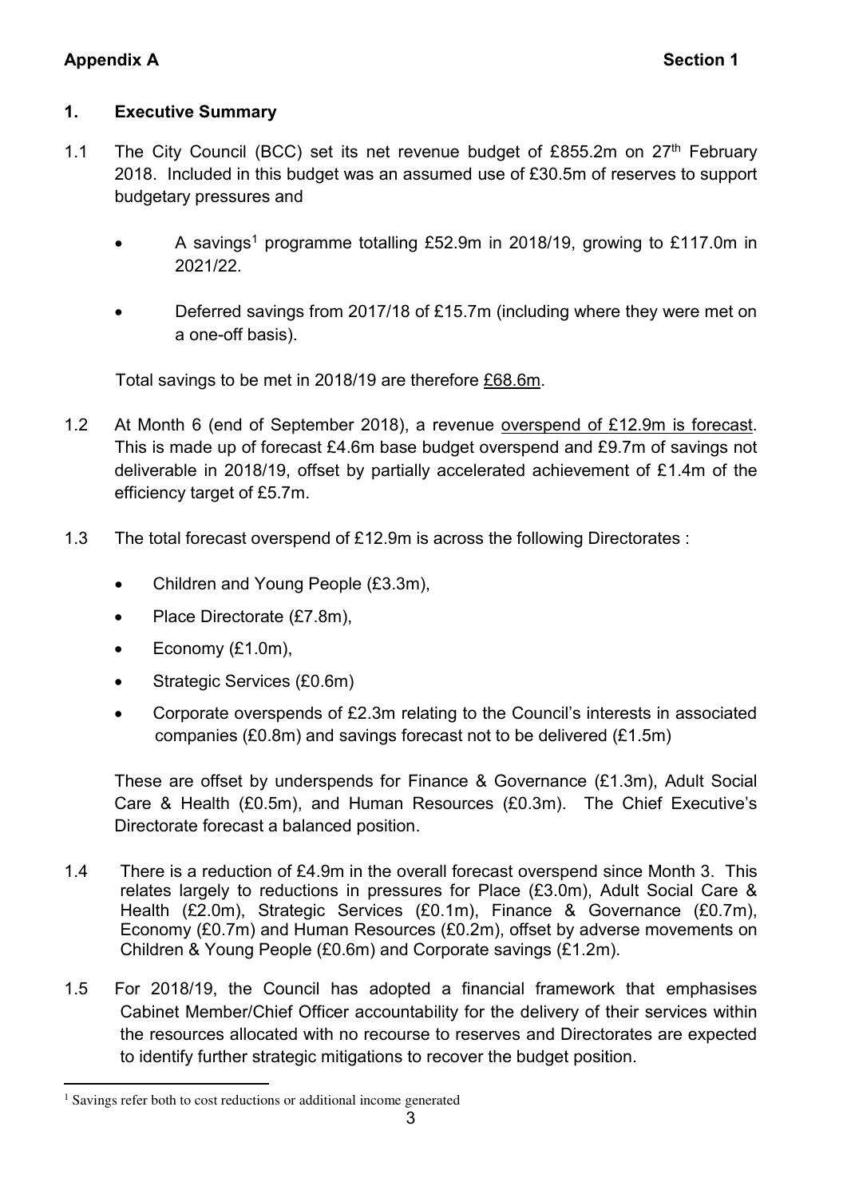**Appendix A** **Section 1**

## 1. Executive Summary

1.1 The City Council (BCC) set its net revenue budget of £855.2m on 27th February 2018. Included in this budget was an assumed use of £30.5m of reserves to support budgetary pressures and

- A savings[1] programme totalling £52.9m in 2018/19, growing to £117.0m in 2021/22.
- Deferred savings from 2017/18 of £15.7m (including where they were met on a one-off basis).

Total savings to be met in 2018/19 are therefore £68.6m.

1.2 At Month 6 (end of September 2018), a revenue overspend of £12.9m is forecast. This is made up of forecast £4.6m base budget overspend and £9.7m of savings not deliverable in 2018/19, offset by partially accelerated achievement of £1.4m of the efficiency target of £5.7m.

1.3 The total forecast overspend of £12.9m is across the following Directorates :

- Children and Young People (£3.3m),
- Place Directorate (£7.8m),
- Economy (£1.0m),
- Strategic Services (£0.6m)
- Corporate overspends of £2.3m relating to the Council's interests in associated companies (£0.8m) and savings forecast not to be delivered (£1.5m)

These are offset by underspends for Finance & Governance (£1.3m), Adult Social Care & Health (£0.5m), and Human Resources (£0.3m). The Chief Executive's Directorate forecast a balanced position.

1.4 There is a reduction of £4.9m in the overall forecast overspend since Month 3. This relates largely to reductions in pressures for Place (£3.0m), Adult Social Care & Health (£2.0m), Strategic Services (£0.1m), Finance & Governance (£0.7m), Economy (£0.7m) and Human Resources (£0.2m), offset by adverse movements on Children & Young People (£0.6m) and Corporate savings (£1.2m).

1.5 For 2018/19, the Council has adopted a financial framework that emphasises Cabinet Member/Chief Officer accountability for the delivery of their services within the resources allocated with no recourse to reserves and Directorates are expected to identify further strategic mitigations to recover the budget position.

[1] Savings refer both to cost reductions or additional income generated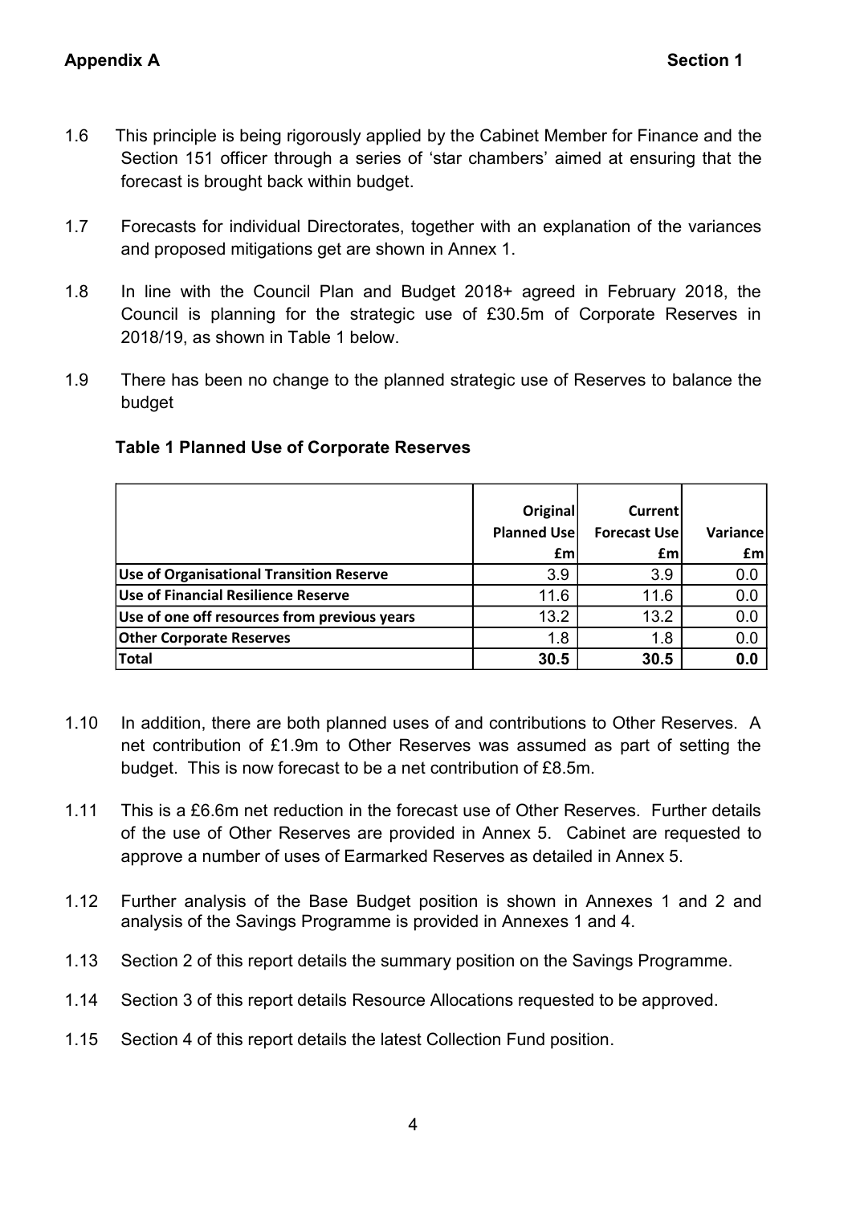**Appendix A** **Section 1**

1.6 This principle is being rigorously applied by the Cabinet Member for Finance and the Section 151 officer through a series of 'star chambers' aimed at ensuring that the forecast is brought back within budget.

1.7 Forecasts for individual Directorates, together with an explanation of the variances and proposed mitigations get are shown in Annex 1.

1.8 In line with the Council Plan and Budget 2018+ agreed in February 2018, the Council is planning for the strategic use of £30.5m of Corporate Reserves in 2018/19, as shown in Table 1 below.

1.9 There has been no change to the planned strategic use of Reserves to balance the budget

**Table 1 Planned Use of Corporate Reserves**

| | Original Planned Use £m | Current Forecast Use £m | Variance £m |
|---|---|---|---|
| **Use of Organisational Transition Reserve** | 3.9 | 3.9 | 0.0 |
| **Use of Financial Resilience Reserve** | 11.6 | 11.6 | 0.0 |
| **Use of one off resources from previous years** | 13.2 | 13.2 | 0.0 |
| **Other Corporate Reserves** | 1.8 | 1.8 | 0.0 |
| **Total** | **30.5** | **30.5** | **0.0** |

1.10 In addition, there are both planned uses of and contributions to Other Reserves. A net contribution of £1.9m to Other Reserves was assumed as part of setting the budget. This is now forecast to be a net contribution of £8.5m.

1.11 This is a £6.6m net reduction in the forecast use of Other Reserves. Further details of the use of Other Reserves are provided in Annex 5. Cabinet are requested to approve a number of uses of Earmarked Reserves as detailed in Annex 5.

1.12 Further analysis of the Base Budget position is shown in Annexes 1 and 2 and analysis of the Savings Programme is provided in Annexes 1 and 4.

1.13 Section 2 of this report details the summary position on the Savings Programme.

1.14 Section 3 of this report details Resource Allocations requested to be approved.

1.15 Section 4 of this report details the latest Collection Fund position.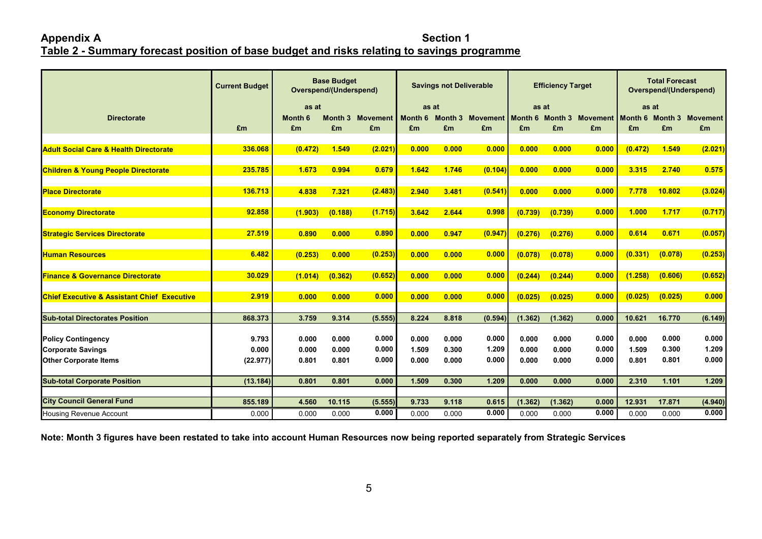**Appendix A** **Section 1**

**Table 2 - Summary forecast position of base budget and risks relating to savings programme**

| Directorate | Current Budget | Base Budget Overspend/(Underspend) | | | Savings not Deliverable | | | Efficiency Target | | | Total Forecast Overspend/(Underspend) | | |
|---|---|---|---|---|---|---|---|---|---|---|---|---|---|
| | | as at | | | as at | | | as at | | | as at | | |
| | | Month 6 | Month 3 | Movement | Month 6 | Month 3 | Movement | Month 6 | Month 3 | Movement | Month 6 | Month 3 | Movement |
| | £m | £m | £m | £m | £m | £m | £m | £m | £m | £m | £m | £m | £m |
| **Adult Social Care & Health Directorate** | **336.068** | **(0.472)** | **1.549** | **(2.021)** | **0.000** | **0.000** | **0.000** | **0.000** | **0.000** | **0.000** | **(0.472)** | **1.549** | **(2.021)** |
| **Children & Young People Directorate** | **235.785** | **1.673** | **0.994** | **0.679** | **1.642** | **1.746** | **(0.104)** | **0.000** | **0.000** | **0.000** | **3.315** | **2.740** | **0.575** |
| **Place Directorate** | **136.713** | **4.838** | **7.321** | **(2.483)** | **2.940** | **3.481** | **(0.541)** | **0.000** | **0.000** | **0.000** | **7.778** | **10.802** | **(3.024)** |
| **Economy Directorate** | **92.858** | **(1.903)** | **(0.188)** | **(1.715)** | **3.642** | **2.644** | **0.998** | **(0.739)** | **(0.739)** | **0.000** | **1.000** | **1.717** | **(0.717)** |
| **Strategic Services Directorate** | **27.519** | **0.890** | **0.000** | **0.890** | **0.000** | **0.947** | **(0.947)** | **(0.276)** | **(0.276)** | **0.000** | **0.614** | **0.671** | **(0.057)** |
| **Human Resources** | **6.482** | **(0.253)** | **0.000** | **(0.253)** | **0.000** | **0.000** | **0.000** | **(0.078)** | **(0.078)** | **0.000** | **(0.331)** | **(0.078)** | **(0.253)** |
| **Finance & Governance Directorate** | **30.029** | **(1.014)** | **(0.362)** | **(0.652)** | **0.000** | **0.000** | **0.000** | **(0.244)** | **(0.244)** | **0.000** | **(1.258)** | **(0.606)** | **(0.652)** |
| **Chief Executive & Assistant Chief Executive** | **2.919** | **0.000** | **0.000** | **0.000** | **0.000** | **0.000** | **0.000** | **(0.025)** | **(0.025)** | **0.000** | **(0.025)** | **(0.025)** | **0.000** |
| **Sub-total Directorates Position** | **868.373** | **3.759** | **9.314** | **(5.555)** | **8.224** | **8.818** | **(0.594)** | **(1.362)** | **(1.362)** | **0.000** | **10.621** | **16.770** | **(6.149)** |
| **Policy Contingency** | **9.793** | **0.000** | **0.000** | **0.000** | **0.000** | **0.000** | **0.000** | **0.000** | **0.000** | **0.000** | **0.000** | **0.000** | **0.000** |
| **Corporate Savings** | **0.000** | **0.000** | **0.000** | **0.000** | **1.509** | **0.300** | **1.209** | **0.000** | **0.000** | **0.000** | **1.509** | **0.300** | **1.209** |
| **Other Corporate Items** | **(22.977)** | **0.801** | **0.801** | **0.000** | **0.000** | **0.000** | **0.000** | **0.000** | **0.000** | **0.000** | **0.801** | **0.801** | **0.000** |
| **Sub-total Corporate Position** | **(13.184)** | **0.801** | **0.801** | **0.000** | **1.509** | **0.300** | **1.209** | **0.000** | **0.000** | **0.000** | **2.310** | **1.101** | **1.209** |
| **City Council General Fund** | **855.189** | **4.560** | **10.115** | **(5.555)** | **9.733** | **9.118** | **0.615** | **(1.362)** | **(1.362)** | **0.000** | **12.931** | **17.871** | **(4.940)** |
| Housing Revenue Account | 0.000 | 0.000 | 0.000 | **0.000** | 0.000 | 0.000 | **0.000** | 0.000 | 0.000 | **0.000** | 0.000 | 0.000 | **0.000** |

**Note: Month 3 figures have been restated to take into account Human Resources now being reported separately from Strategic Services**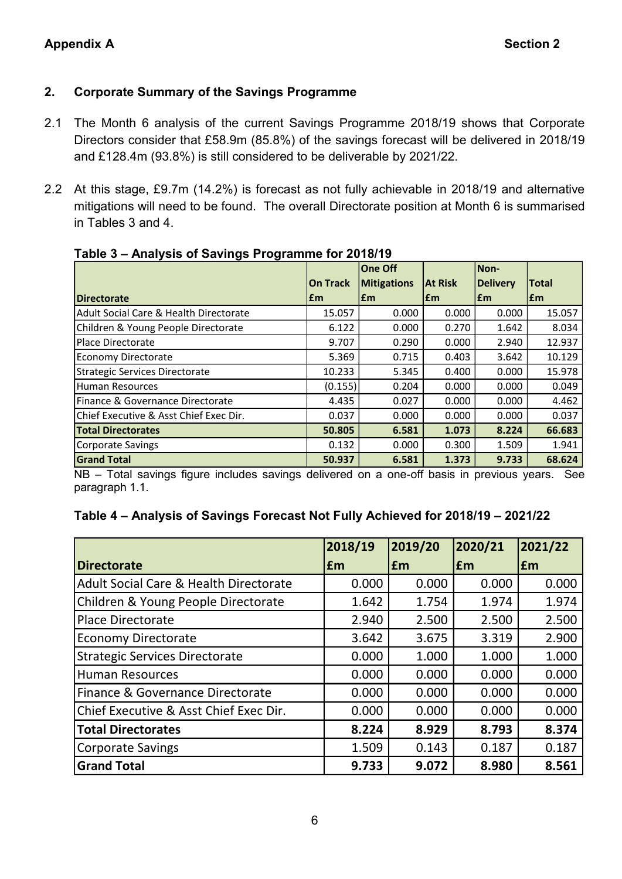## 2. Corporate Summary of the Savings Programme

2.1 The Month 6 analysis of the current Savings Programme 2018/19 shows that Corporate Directors consider that £58.9m (85.8%) of the savings forecast will be delivered in 2018/19 and £128.4m (93.8%) is still considered to be deliverable by 2021/22.

2.2 At this stage, £9.7m (14.2%) is forecast as not fully achievable in 2018/19 and alternative mitigations will need to be found. The overall Directorate position at Month 6 is summarised in Tables 3 and 4.

**Table 3 – Analysis of Savings Programme for 2018/19**

| Directorate | On Track £m | One Off Mitigations £m | At Risk £m | Non-Delivery £m | Total £m |
|---|---|---|---|---|---|
| Adult Social Care & Health Directorate | 15.057 | 0.000 | 0.000 | 0.000 | 15.057 |
| Children & Young People Directorate | 6.122 | 0.000 | 0.270 | 1.642 | 8.034 |
| Place Directorate | 9.707 | 0.290 | 0.000 | 2.940 | 12.937 |
| Economy Directorate | 5.369 | 0.715 | 0.403 | 3.642 | 10.129 |
| Strategic Services Directorate | 10.233 | 5.345 | 0.400 | 0.000 | 15.978 |
| Human Resources | (0.155) | 0.204 | 0.000 | 0.000 | 0.049 |
| Finance & Governance Directorate | 4.435 | 0.027 | 0.000 | 0.000 | 4.462 |
| Chief Executive & Asst Chief Exec Dir. | 0.037 | 0.000 | 0.000 | 0.000 | 0.037 |
| **Total Directorates** | **50.805** | **6.581** | **1.073** | **8.224** | **66.683** |
| Corporate Savings | 0.132 | 0.000 | 0.300 | 1.509 | 1.941 |
| **Grand Total** | **50.937** | **6.581** | **1.373** | **9.733** | **68.624** |

NB – Total savings figure includes savings delivered on a one-off basis in previous years. See paragraph 1.1.

**Table 4 – Analysis of Savings Forecast Not Fully Achieved for 2018/19 – 2021/22**

| Directorate | 2018/19 £m | 2019/20 £m | 2020/21 £m | 2021/22 £m |
|---|---|---|---|---|
| Adult Social Care & Health Directorate | 0.000 | 0.000 | 0.000 | 0.000 |
| Children & Young People Directorate | 1.642 | 1.754 | 1.974 | 1.974 |
| Place Directorate | 2.940 | 2.500 | 2.500 | 2.500 |
| Economy Directorate | 3.642 | 3.675 | 3.319 | 2.900 |
| Strategic Services Directorate | 0.000 | 1.000 | 1.000 | 1.000 |
| Human Resources | 0.000 | 0.000 | 0.000 | 0.000 |
| Finance & Governance Directorate | 0.000 | 0.000 | 0.000 | 0.000 |
| Chief Executive & Asst Chief Exec Dir. | 0.000 | 0.000 | 0.000 | 0.000 |
| **Total Directorates** | **8.224** | **8.929** | **8.793** | **8.374** |
| Corporate Savings | 1.509 | 0.143 | 0.187 | 0.187 |
| **Grand Total** | **9.733** | **9.072** | **8.980** | **8.561** |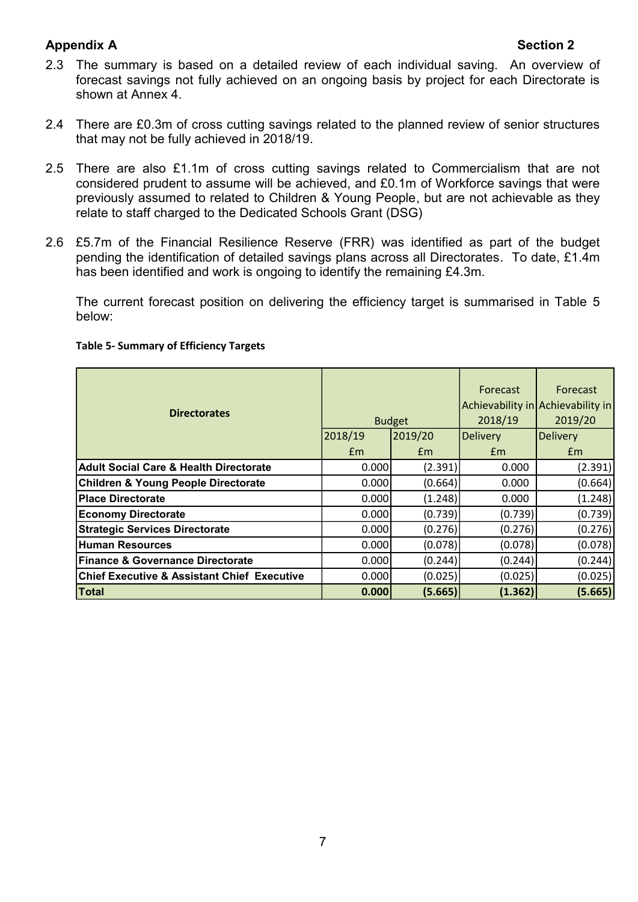**Appendix A** **Section 2**

2.3 The summary is based on a detailed review of each individual saving. An overview of forecast savings not fully achieved on an ongoing basis by project for each Directorate is shown at Annex 4.

2.4 There are £0.3m of cross cutting savings related to the planned review of senior structures that may not be fully achieved in 2018/19.

2.5 There are also £1.1m of cross cutting savings related to Commercialism that are not considered prudent to assume will be achieved, and £0.1m of Workforce savings that were previously assumed to related to Children & Young People, but are not achievable as they relate to staff charged to the Dedicated Schools Grant (DSG)

2.6 £5.7m of the Financial Resilience Reserve (FRR) was identified as part of the budget pending the identification of detailed savings plans across all Directorates. To date, £1.4m has been identified and work is ongoing to identify the remaining £4.3m.

The current forecast position on delivering the efficiency target is summarised in Table 5 below:

**Table 5- Summary of Efficiency Targets**

| Directorates | Budget | | Forecast Achievability in 2018/19 | Forecast Achievability in 2019/20 |
|---|---|---|---|---|
| | 2018/19 | 2019/20 | Delivery | Delivery |
| | £m | £m | £m | £m |
| **Adult Social Care & Health Directorate** | 0.000 | (2.391) | 0.000 | (2.391) |
| **Children & Young People Directorate** | 0.000 | (0.664) | 0.000 | (0.664) |
| **Place Directorate** | 0.000 | (1.248) | 0.000 | (1.248) |
| **Economy Directorate** | 0.000 | (0.739) | (0.739) | (0.739) |
| **Strategic Services Directorate** | 0.000 | (0.276) | (0.276) | (0.276) |
| **Human Resources** | 0.000 | (0.078) | (0.078) | (0.078) |
| **Finance & Governance Directorate** | 0.000 | (0.244) | (0.244) | (0.244) |
| **Chief Executive & Assistant Chief Executive** | 0.000 | (0.025) | (0.025) | (0.025) |
| **Total** | **0.000** | **(5.665)** | **(1.362)** | **(5.665)** |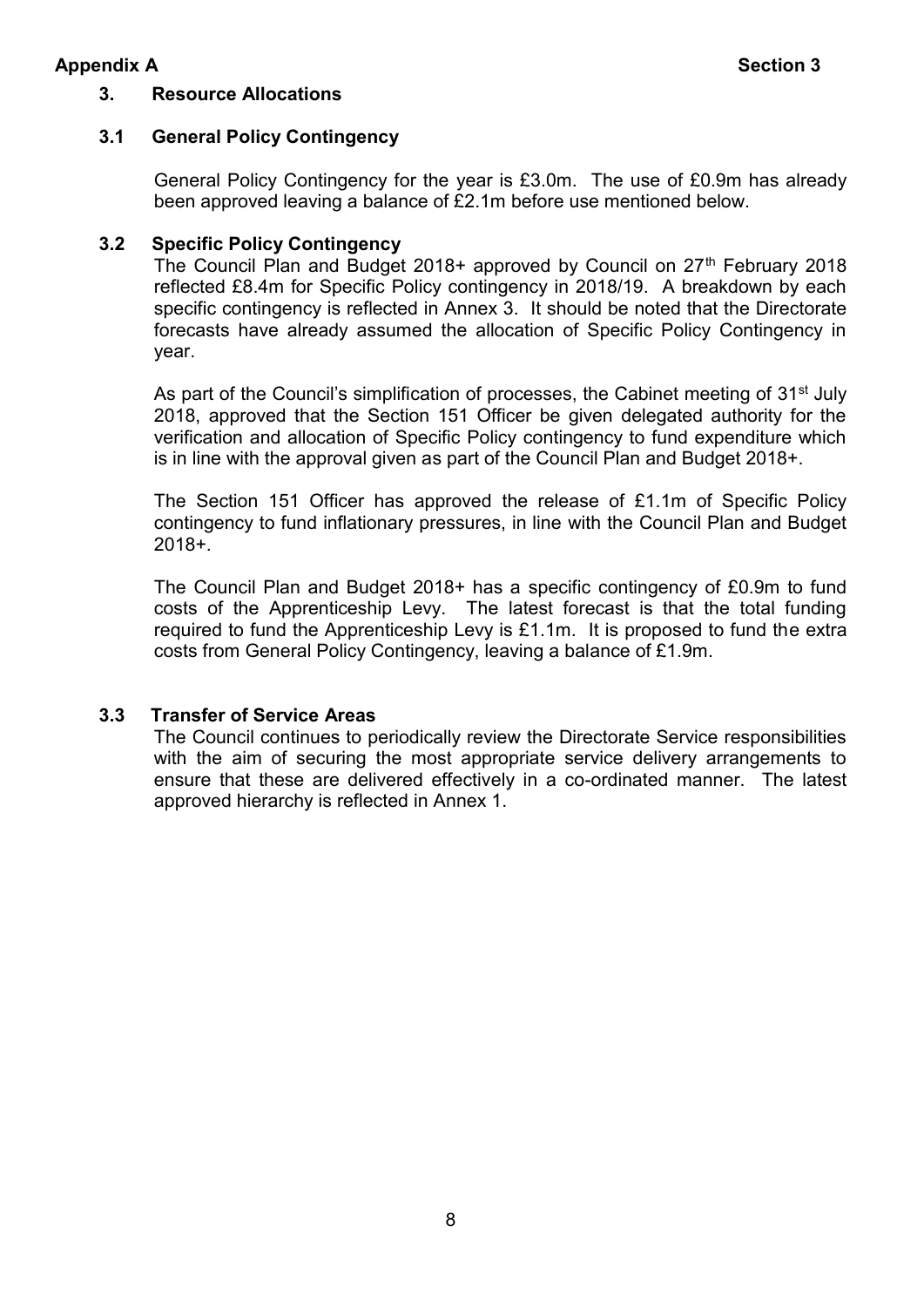**Appendix A** **Section 3**

## 3. Resource Allocations

### 3.1 General Policy Contingency

General Policy Contingency for the year is £3.0m. The use of £0.9m has already been approved leaving a balance of £2.1m before use mentioned below.

### 3.2 Specific Policy Contingency

The Council Plan and Budget 2018+ approved by Council on 27th February 2018 reflected £8.4m for Specific Policy contingency in 2018/19. A breakdown by each specific contingency is reflected in Annex 3. It should be noted that the Directorate forecasts have already assumed the allocation of Specific Policy Contingency in year.

As part of the Council's simplification of processes, the Cabinet meeting of 31st July 2018, approved that the Section 151 Officer be given delegated authority for the verification and allocation of Specific Policy contingency to fund expenditure which is in line with the approval given as part of the Council Plan and Budget 2018+.

The Section 151 Officer has approved the release of £1.1m of Specific Policy contingency to fund inflationary pressures, in line with the Council Plan and Budget 2018+.

The Council Plan and Budget 2018+ has a specific contingency of £0.9m to fund costs of the Apprenticeship Levy. The latest forecast is that the total funding required to fund the Apprenticeship Levy is £1.1m. It is proposed to fund the extra costs from General Policy Contingency, leaving a balance of £1.9m.

### 3.3 Transfer of Service Areas

The Council continues to periodically review the Directorate Service responsibilities with the aim of securing the most appropriate service delivery arrangements to ensure that these are delivered effectively in a co-ordinated manner. The latest approved hierarchy is reflected in Annex 1.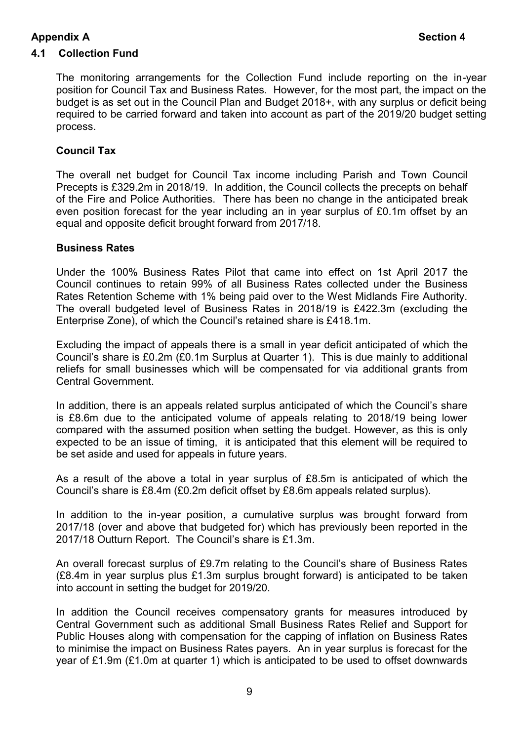**Appendix A** **Section 4**

## 4.1 Collection Fund

The monitoring arrangements for the Collection Fund include reporting on the in-year position for Council Tax and Business Rates. However, for the most part, the impact on the budget is as set out in the Council Plan and Budget 2018+, with any surplus or deficit being required to be carried forward and taken into account as part of the 2019/20 budget setting process.

### Council Tax

The overall net budget for Council Tax income including Parish and Town Council Precepts is £329.2m in 2018/19. In addition, the Council collects the precepts on behalf of the Fire and Police Authorities. There has been no change in the anticipated break even position forecast for the year including an in year surplus of £0.1m offset by an equal and opposite deficit brought forward from 2017/18.

### Business Rates

Under the 100% Business Rates Pilot that came into effect on 1st April 2017 the Council continues to retain 99% of all Business Rates collected under the Business Rates Retention Scheme with 1% being paid over to the West Midlands Fire Authority. The overall budgeted level of Business Rates in 2018/19 is £422.3m (excluding the Enterprise Zone), of which the Council's retained share is £418.1m.

Excluding the impact of appeals there is a small in year deficit anticipated of which the Council's share is £0.2m (£0.1m Surplus at Quarter 1). This is due mainly to additional reliefs for small businesses which will be compensated for via additional grants from Central Government.

In addition, there is an appeals related surplus anticipated of which the Council's share is £8.6m due to the anticipated volume of appeals relating to 2018/19 being lower compared with the assumed position when setting the budget. However, as this is only expected to be an issue of timing, it is anticipated that this element will be required to be set aside and used for appeals in future years.

As a result of the above a total in year surplus of £8.5m is anticipated of which the Council's share is £8.4m (£0.2m deficit offset by £8.6m appeals related surplus).

In addition to the in-year position, a cumulative surplus was brought forward from 2017/18 (over and above that budgeted for) which has previously been reported in the 2017/18 Outturn Report. The Council's share is £1.3m.

An overall forecast surplus of £9.7m relating to the Council's share of Business Rates (£8.4m in year surplus plus £1.3m surplus brought forward) is anticipated to be taken into account in setting the budget for 2019/20.

In addition the Council receives compensatory grants for measures introduced by Central Government such as additional Small Business Rates Relief and Support for Public Houses along with compensation for the capping of inflation on Business Rates to minimise the impact on Business Rates payers. An in year surplus is forecast for the year of £1.9m (£1.0m at quarter 1) which is anticipated to be used to offset downwards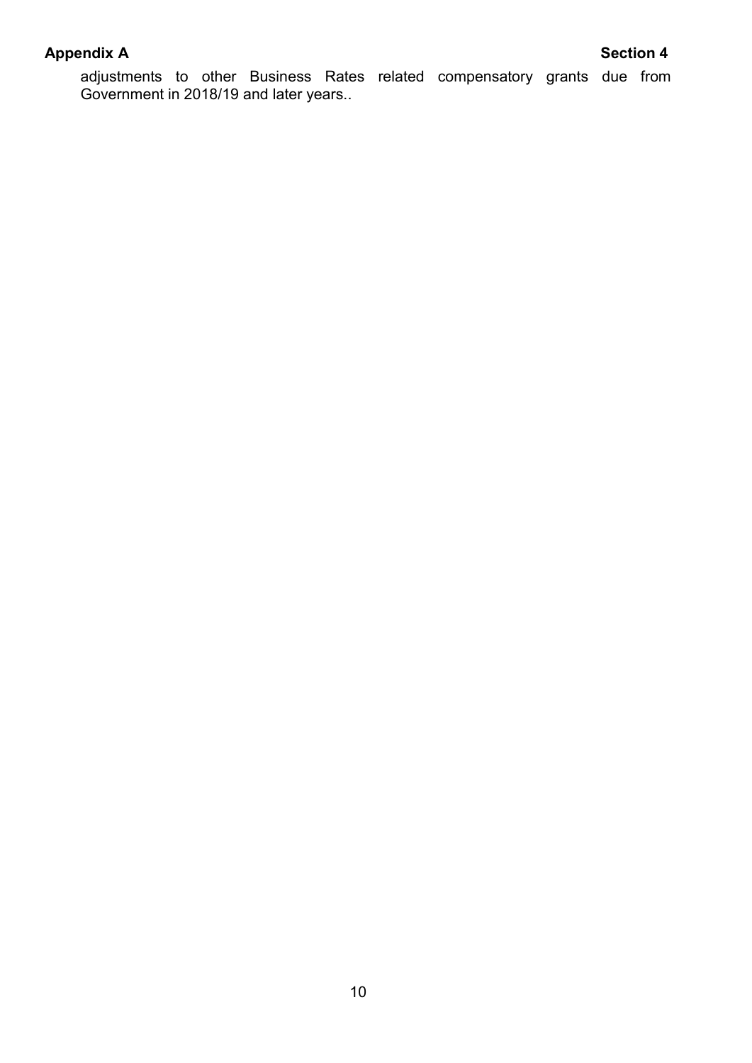adjustments to other Business Rates related compensatory grants due from Government in 2018/19 and later years..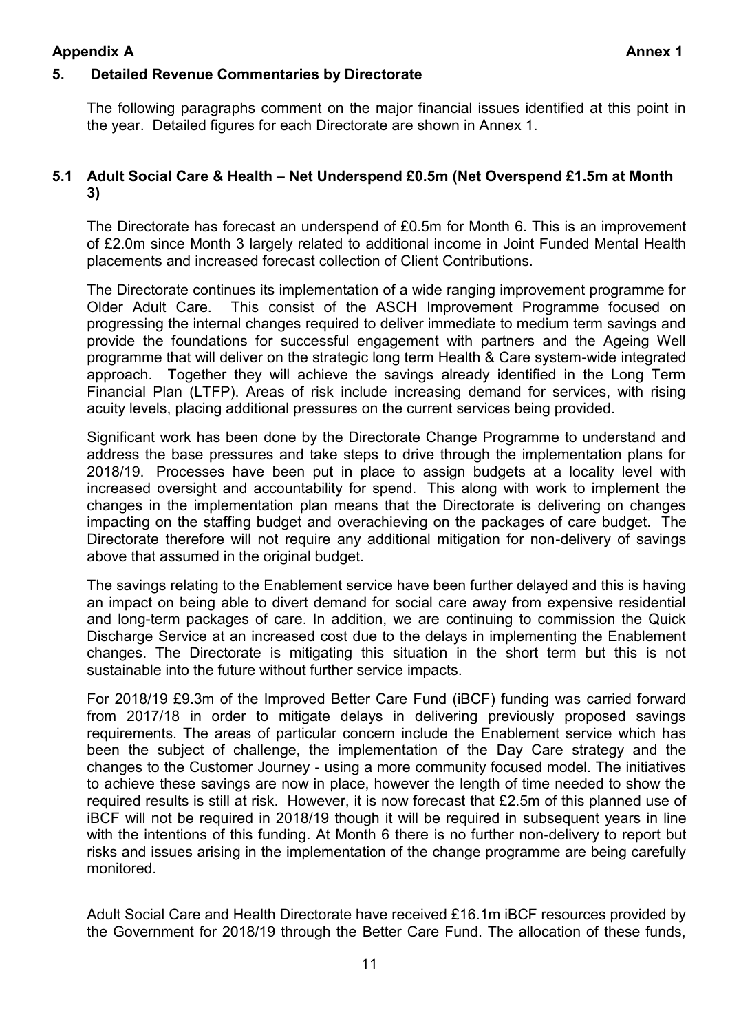**Appendix A** **Annex 1**

## 5. Detailed Revenue Commentaries by Directorate

The following paragraphs comment on the major financial issues identified at this point in the year. Detailed figures for each Directorate are shown in Annex 1.

### 5.1 Adult Social Care & Health – Net Underspend £0.5m (Net Overspend £1.5m at Month 3)

The Directorate has forecast an underspend of £0.5m for Month 6. This is an improvement of £2.0m since Month 3 largely related to additional income in Joint Funded Mental Health placements and increased forecast collection of Client Contributions.

The Directorate continues its implementation of a wide ranging improvement programme for Older Adult Care. This consist of the ASCH Improvement Programme focused on progressing the internal changes required to deliver immediate to medium term savings and provide the foundations for successful engagement with partners and the Ageing Well programme that will deliver on the strategic long term Health & Care system-wide integrated approach. Together they will achieve the savings already identified in the Long Term Financial Plan (LTFP). Areas of risk include increasing demand for services, with rising acuity levels, placing additional pressures on the current services being provided.

Significant work has been done by the Directorate Change Programme to understand and address the base pressures and take steps to drive through the implementation plans for 2018/19. Processes have been put in place to assign budgets at a locality level with increased oversight and accountability for spend. This along with work to implement the changes in the implementation plan means that the Directorate is delivering on changes impacting on the staffing budget and overachieving on the packages of care budget. The Directorate therefore will not require any additional mitigation for non-delivery of savings above that assumed in the original budget.

The savings relating to the Enablement service have been further delayed and this is having an impact on being able to divert demand for social care away from expensive residential and long-term packages of care. In addition, we are continuing to commission the Quick Discharge Service at an increased cost due to the delays in implementing the Enablement changes. The Directorate is mitigating this situation in the short term but this is not sustainable into the future without further service impacts.

For 2018/19 £9.3m of the Improved Better Care Fund (iBCF) funding was carried forward from 2017/18 in order to mitigate delays in delivering previously proposed savings requirements. The areas of particular concern include the Enablement service which has been the subject of challenge, the implementation of the Day Care strategy and the changes to the Customer Journey - using a more community focused model. The initiatives to achieve these savings are now in place, however the length of time needed to show the required results is still at risk. However, it is now forecast that £2.5m of this planned use of iBCF will not be required in 2018/19 though it will be required in subsequent years in line with the intentions of this funding. At Month 6 there is no further non-delivery to report but risks and issues arising in the implementation of the change programme are being carefully monitored.

Adult Social Care and Health Directorate have received £16.1m iBCF resources provided by the Government for 2018/19 through the Better Care Fund. The allocation of these funds,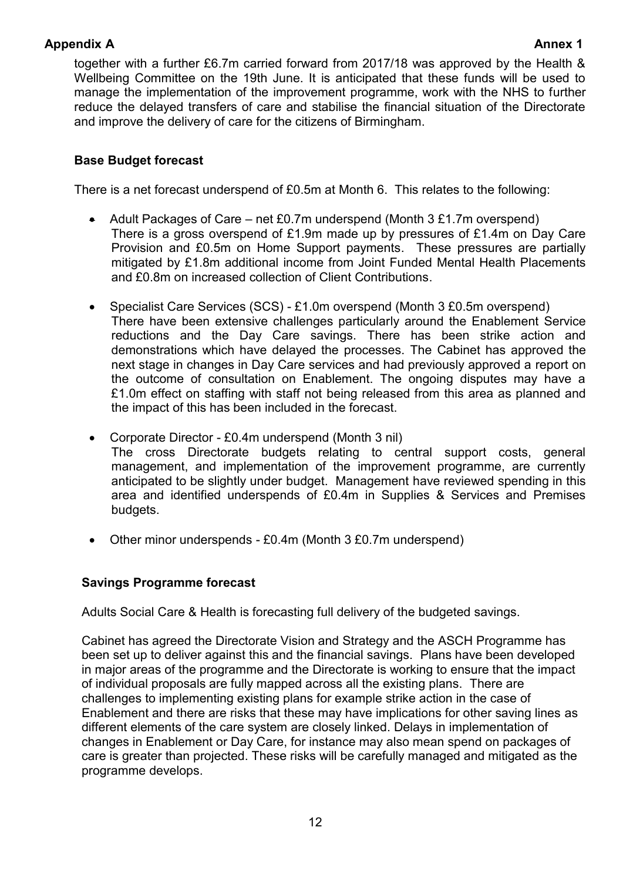together with a further £6.7m carried forward from 2017/18 was approved by the Health & Wellbeing Committee on the 19th June. It is anticipated that these funds will be used to manage the implementation of the improvement programme, work with the NHS to further reduce the delayed transfers of care and stabilise the financial situation of the Directorate and improve the delivery of care for the citizens of Birmingham.

**Base Budget forecast**

There is a net forecast underspend of £0.5m at Month 6. This relates to the following:

- Adult Packages of Care – net £0.7m underspend (Month 3 £1.7m overspend)
  There is a gross overspend of £1.9m made up by pressures of £1.4m on Day Care Provision and £0.5m on Home Support payments. These pressures are partially mitigated by £1.8m additional income from Joint Funded Mental Health Placements and £0.8m on increased collection of Client Contributions.

- Specialist Care Services (SCS) - £1.0m overspend (Month 3 £0.5m overspend)
  There have been extensive challenges particularly around the Enablement Service reductions and the Day Care savings. There has been strike action and demonstrations which have delayed the processes. The Cabinet has approved the next stage in changes in Day Care services and had previously approved a report on the outcome of consultation on Enablement. The ongoing disputes may have a £1.0m effect on staffing with staff not being released from this area as planned and the impact of this has been included in the forecast.

- Corporate Director - £0.4m underspend (Month 3 nil)
  The cross Directorate budgets relating to central support costs, general management, and implementation of the improvement programme, are currently anticipated to be slightly under budget. Management have reviewed spending in this area and identified underspends of £0.4m in Supplies & Services and Premises budgets.

- Other minor underspends - £0.4m (Month 3 £0.7m underspend)

**Savings Programme forecast**

Adults Social Care & Health is forecasting full delivery of the budgeted savings.

Cabinet has agreed the Directorate Vision and Strategy and the ASCH Programme has been set up to deliver against this and the financial savings. Plans have been developed in major areas of the programme and the Directorate is working to ensure that the impact of individual proposals are fully mapped across all the existing plans. There are challenges to implementing existing plans for example strike action in the case of Enablement and there are risks that these may have implications for other saving lines as different elements of the care system are closely linked. Delays in implementation of changes in Enablement or Day Care, for instance may also mean spend on packages of care is greater than projected. These risks will be carefully managed and mitigated as the programme develops.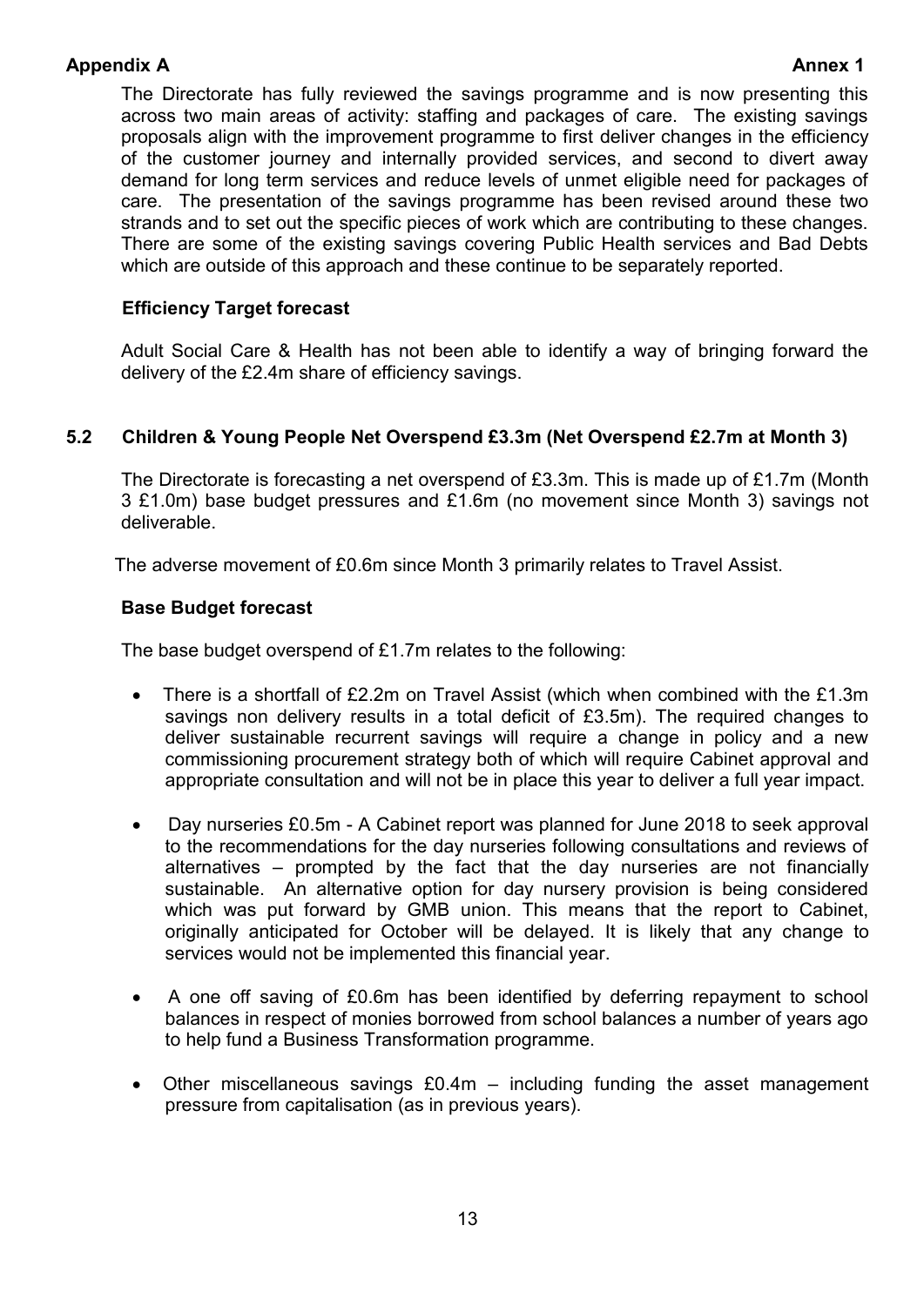The Directorate has fully reviewed the savings programme and is now presenting this across two main areas of activity: staffing and packages of care. The existing savings proposals align with the improvement programme to first deliver changes in the efficiency of the customer journey and internally provided services, and second to divert away demand for long term services and reduce levels of unmet eligible need for packages of care. The presentation of the savings programme has been revised around these two strands and to set out the specific pieces of work which are contributing to these changes. There are some of the existing savings covering Public Health services and Bad Debts which are outside of this approach and these continue to be separately reported.

**Efficiency Target forecast**

Adult Social Care & Health has not been able to identify a way of bringing forward the delivery of the £2.4m share of efficiency savings.

## 5.2 Children & Young People Net Overspend £3.3m (Net Overspend £2.7m at Month 3)

The Directorate is forecasting a net overspend of £3.3m. This is made up of £1.7m (Month 3 £1.0m) base budget pressures and £1.6m (no movement since Month 3) savings not deliverable.

The adverse movement of £0.6m since Month 3 primarily relates to Travel Assist.

**Base Budget forecast**

The base budget overspend of £1.7m relates to the following:

- There is a shortfall of £2.2m on Travel Assist (which when combined with the £1.3m savings non delivery results in a total deficit of £3.5m). The required changes to deliver sustainable recurrent savings will require a change in policy and a new commissioning procurement strategy both of which will require Cabinet approval and appropriate consultation and will not be in place this year to deliver a full year impact.

- Day nurseries £0.5m - A Cabinet report was planned for June 2018 to seek approval to the recommendations for the day nurseries following consultations and reviews of alternatives – prompted by the fact that the day nurseries are not financially sustainable. An alternative option for day nursery provision is being considered which was put forward by GMB union. This means that the report to Cabinet, originally anticipated for October will be delayed. It is likely that any change to services would not be implemented this financial year.

- A one off saving of £0.6m has been identified by deferring repayment to school balances in respect of monies borrowed from school balances a number of years ago to help fund a Business Transformation programme.

- Other miscellaneous savings £0.4m – including funding the asset management pressure from capitalisation (as in previous years).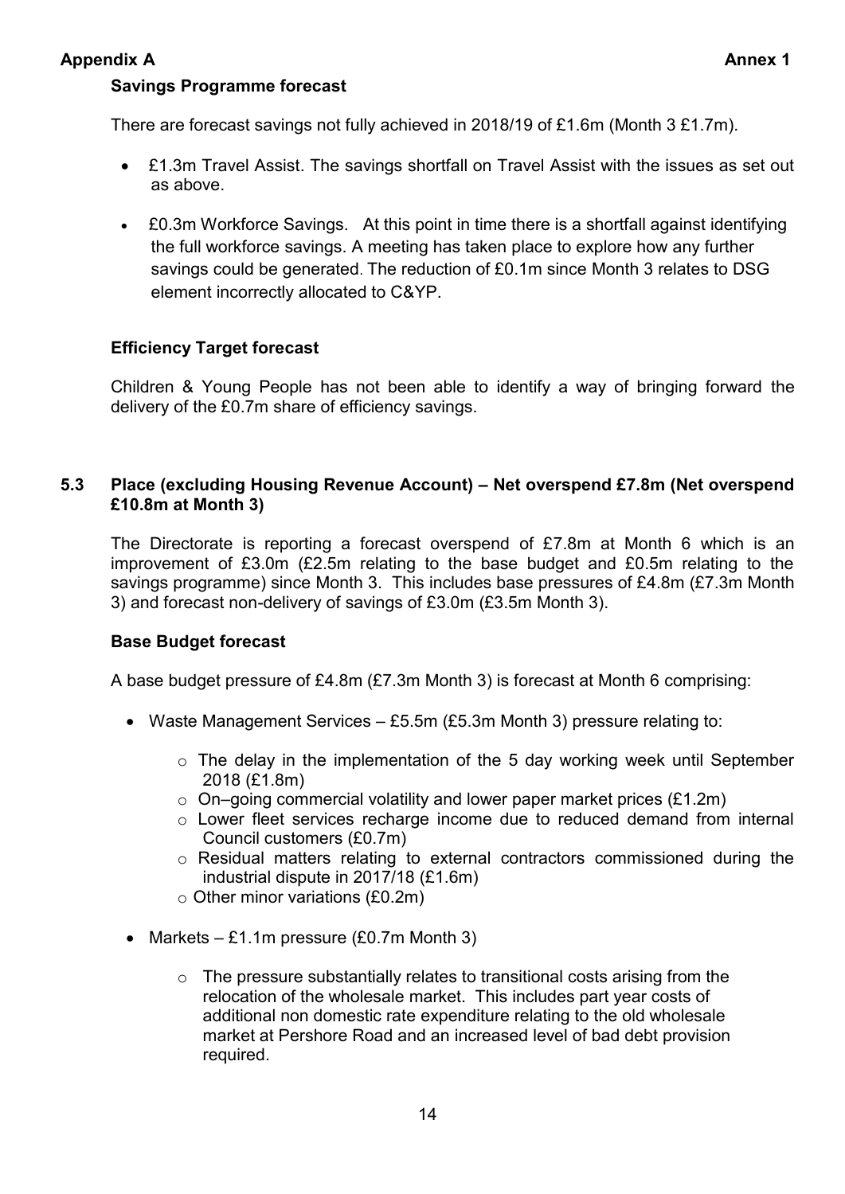**Appendix A** **Annex 1**

**Savings Programme forecast**

There are forecast savings not fully achieved in 2018/19 of £1.6m (Month 3 £1.7m).

- £1.3m Travel Assist. The savings shortfall on Travel Assist with the issues as set out as above.
- £0.3m Workforce Savings. At this point in time there is a shortfall against identifying the full workforce savings. A meeting has taken place to explore how any further savings could be generated. The reduction of £0.1m since Month 3 relates to DSG element incorrectly allocated to C&YP.

**Efficiency Target forecast**

Children & Young People has not been able to identify a way of bringing forward the delivery of the £0.7m share of efficiency savings.

### 5.3 Place (excluding Housing Revenue Account) – Net overspend £7.8m (Net overspend £10.8m at Month 3)

The Directorate is reporting a forecast overspend of £7.8m at Month 6 which is an improvement of £3.0m (£2.5m relating to the base budget and £0.5m relating to the savings programme) since Month 3. This includes base pressures of £4.8m (£7.3m Month 3) and forecast non-delivery of savings of £3.0m (£3.5m Month 3).

**Base Budget forecast**

A base budget pressure of £4.8m (£7.3m Month 3) is forecast at Month 6 comprising:

- Waste Management Services – £5.5m (£5.3m Month 3) pressure relating to:
  - The delay in the implementation of the 5 day working week until September 2018 (£1.8m)
  - On–going commercial volatility and lower paper market prices (£1.2m)
  - Lower fleet services recharge income due to reduced demand from internal Council customers (£0.7m)
  - Residual matters relating to external contractors commissioned during the industrial dispute in 2017/18 (£1.6m)
  - Other minor variations (£0.2m)
- Markets – £1.1m pressure (£0.7m Month 3)
  - The pressure substantially relates to transitional costs arising from the relocation of the wholesale market. This includes part year costs of additional non domestic rate expenditure relating to the old wholesale market at Pershore Road and an increased level of bad debt provision required.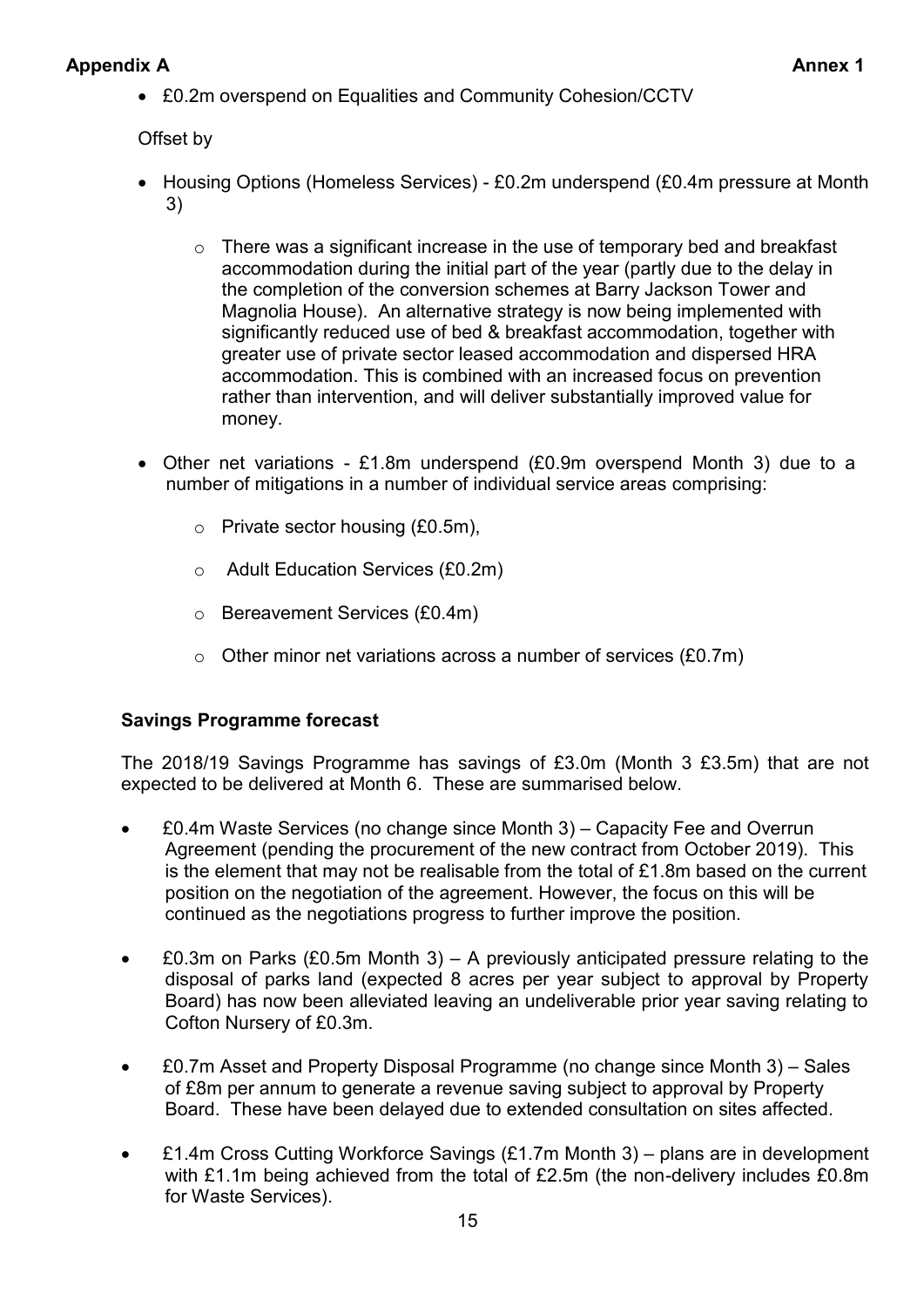- £0.2m overspend on Equalities and Community Cohesion/CCTV

Offset by

- Housing Options (Homeless Services) - £0.2m underspend (£0.4m pressure at Month 3)
    - There was a significant increase in the use of temporary bed and breakfast accommodation during the initial part of the year (partly due to the delay in the completion of the conversion schemes at Barry Jackson Tower and Magnolia House). An alternative strategy is now being implemented with significantly reduced use of bed & breakfast accommodation, together with greater use of private sector leased accommodation and dispersed HRA accommodation. This is combined with an increased focus on prevention rather than intervention, and will deliver substantially improved value for money.
- Other net variations - £1.8m underspend (£0.9m overspend Month 3) due to a number of mitigations in a number of individual service areas comprising:
    - Private sector housing (£0.5m),
    - Adult Education Services (£0.2m)
    - Bereavement Services (£0.4m)
    - Other minor net variations across a number of services (£0.7m)

**Savings Programme forecast**

The 2018/19 Savings Programme has savings of £3.0m (Month 3 £3.5m) that are not expected to be delivered at Month 6. These are summarised below.

- £0.4m Waste Services (no change since Month 3) – Capacity Fee and Overrun Agreement (pending the procurement of the new contract from October 2019). This is the element that may not be realisable from the total of £1.8m based on the current position on the negotiation of the agreement. However, the focus on this will be continued as the negotiations progress to further improve the position.
- £0.3m on Parks (£0.5m Month 3) – A previously anticipated pressure relating to the disposal of parks land (expected 8 acres per year subject to approval by Property Board) has now been alleviated leaving an undeliverable prior year saving relating to Cofton Nursery of £0.3m.
- £0.7m Asset and Property Disposal Programme (no change since Month 3) – Sales of £8m per annum to generate a revenue saving subject to approval by Property Board. These have been delayed due to extended consultation on sites affected.
- £1.4m Cross Cutting Workforce Savings (£1.7m Month 3) – plans are in development with £1.1m being achieved from the total of £2.5m (the non-delivery includes £0.8m for Waste Services).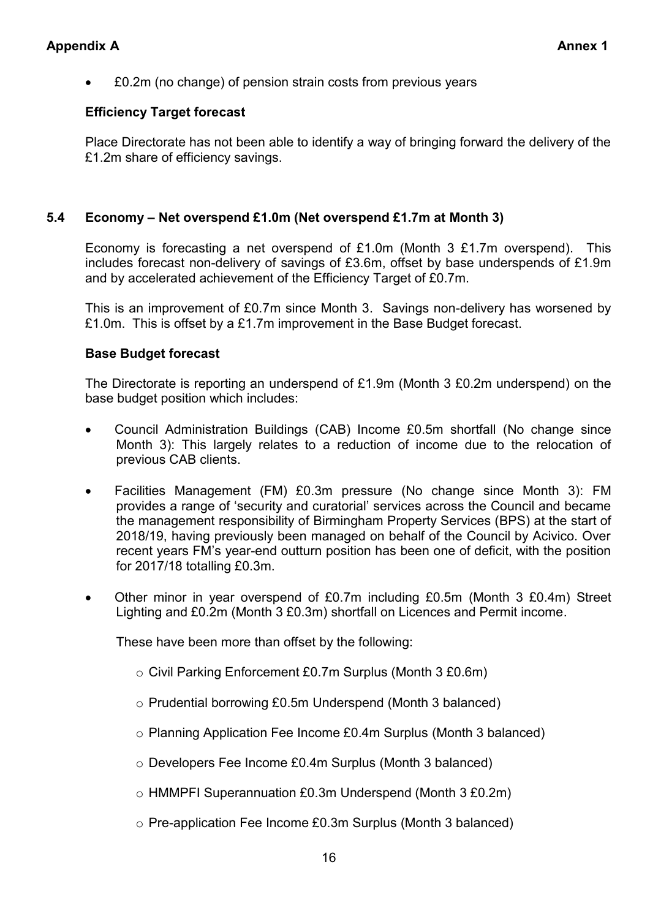- £0.2m (no change) of pension strain costs from previous years

**Efficiency Target forecast**

Place Directorate has not been able to identify a way of bringing forward the delivery of the £1.2m share of efficiency savings.

## 5.4 Economy – Net overspend £1.0m (Net overspend £1.7m at Month 3)

Economy is forecasting a net overspend of £1.0m (Month 3 £1.7m overspend). This includes forecast non-delivery of savings of £3.6m, offset by base underspends of £1.9m and by accelerated achievement of the Efficiency Target of £0.7m.

This is an improvement of £0.7m since Month 3. Savings non-delivery has worsened by £1.0m. This is offset by a £1.7m improvement in the Base Budget forecast.

**Base Budget forecast**

The Directorate is reporting an underspend of £1.9m (Month 3 £0.2m underspend) on the base budget position which includes:

- Council Administration Buildings (CAB) Income £0.5m shortfall (No change since Month 3): This largely relates to a reduction of income due to the relocation of previous CAB clients.
- Facilities Management (FM) £0.3m pressure (No change since Month 3): FM provides a range of 'security and curatorial' services across the Council and became the management responsibility of Birmingham Property Services (BPS) at the start of 2018/19, having previously been managed on behalf of the Council by Acivico. Over recent years FM's year-end outturn position has been one of deficit, with the position for 2017/18 totalling £0.3m.
- Other minor in year overspend of £0.7m including £0.5m (Month 3 £0.4m) Street Lighting and £0.2m (Month 3 £0.3m) shortfall on Licences and Permit income.

  These have been more than offset by the following:

  - Civil Parking Enforcement £0.7m Surplus (Month 3 £0.6m)
  - Prudential borrowing £0.5m Underspend (Month 3 balanced)
  - Planning Application Fee Income £0.4m Surplus (Month 3 balanced)
  - Developers Fee Income £0.4m Surplus (Month 3 balanced)
  - HMMPFI Superannuation £0.3m Underspend (Month 3 £0.2m)
  - Pre-application Fee Income £0.3m Surplus (Month 3 balanced)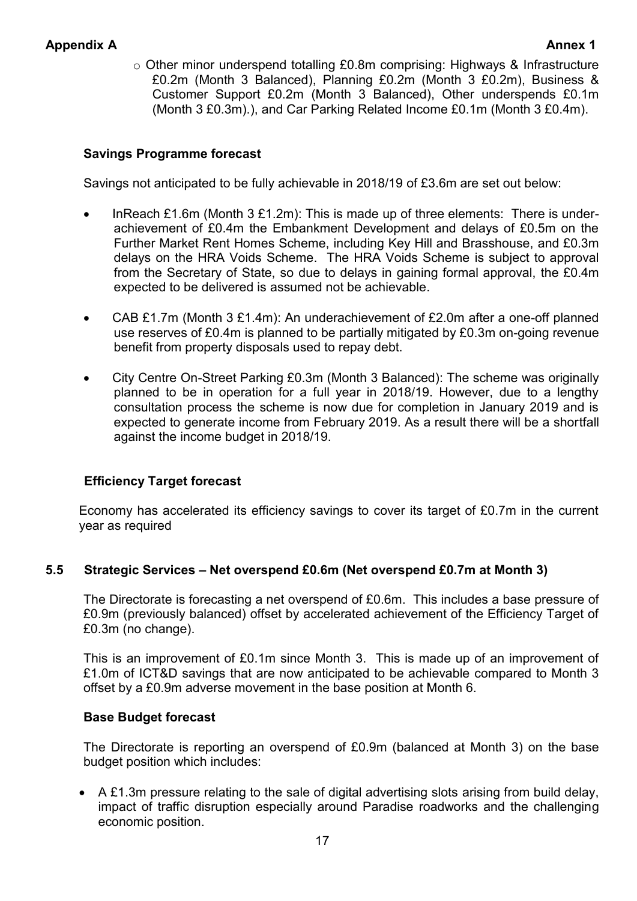- Other minor underspend totalling £0.8m comprising: Highways & Infrastructure £0.2m (Month 3 Balanced), Planning £0.2m (Month 3 £0.2m), Business & Customer Support £0.2m (Month 3 Balanced), Other underspends £0.1m (Month 3 £0.3m).), and Car Parking Related Income £0.1m (Month 3 £0.4m).

**Savings Programme forecast**

Savings not anticipated to be fully achievable in 2018/19 of £3.6m are set out below:

- InReach £1.6m (Month 3 £1.2m): This is made up of three elements: There is under-achievement of £0.4m the Embankment Development and delays of £0.5m on the Further Market Rent Homes Scheme, including Key Hill and Brasshouse, and £0.3m delays on the HRA Voids Scheme. The HRA Voids Scheme is subject to approval from the Secretary of State, so due to delays in gaining formal approval, the £0.4m expected to be delivered is assumed not be achievable.
- CAB £1.7m (Month 3 £1.4m): An underachievement of £2.0m after a one-off planned use reserves of £0.4m is planned to be partially mitigated by £0.3m on-going revenue benefit from property disposals used to repay debt.
- City Centre On-Street Parking £0.3m (Month 3 Balanced): The scheme was originally planned to be in operation for a full year in 2018/19. However, due to a lengthy consultation process the scheme is now due for completion in January 2019 and is expected to generate income from February 2019. As a result there will be a shortfall against the income budget in 2018/19.

**Efficiency Target forecast**

Economy has accelerated its efficiency savings to cover its target of £0.7m in the current year as required

## 5.5 Strategic Services – Net overspend £0.6m (Net overspend £0.7m at Month 3)

The Directorate is forecasting a net overspend of £0.6m. This includes a base pressure of £0.9m (previously balanced) offset by accelerated achievement of the Efficiency Target of £0.3m (no change).

This is an improvement of £0.1m since Month 3. This is made up of an improvement of £1.0m of ICT&D savings that are now anticipated to be achievable compared to Month 3 offset by a £0.9m adverse movement in the base position at Month 6.

**Base Budget forecast**

The Directorate is reporting an overspend of £0.9m (balanced at Month 3) on the base budget position which includes:

- A £1.3m pressure relating to the sale of digital advertising slots arising from build delay, impact of traffic disruption especially around Paradise roadworks and the challenging economic position.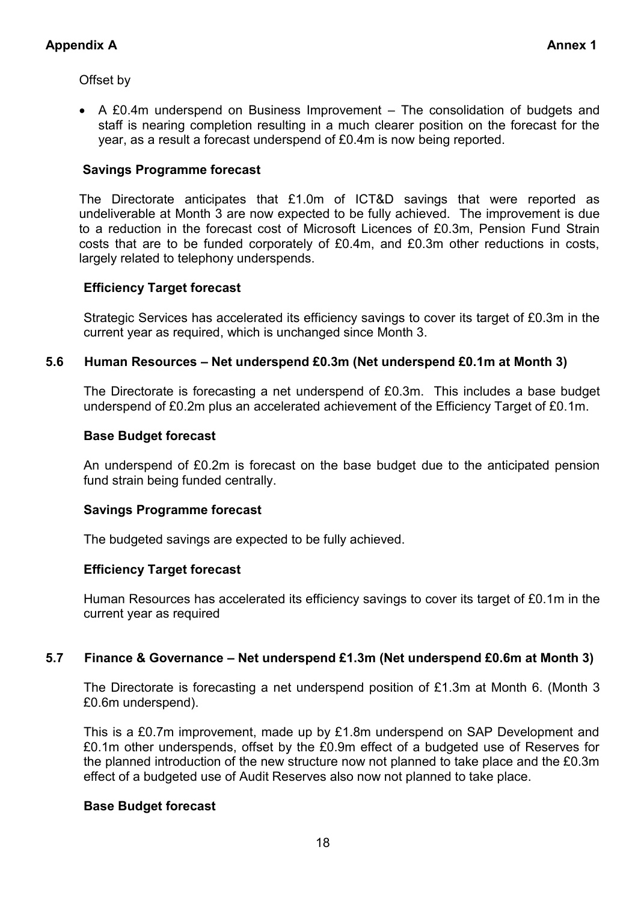Offset by

- A £0.4m underspend on Business Improvement – The consolidation of budgets and staff is nearing completion resulting in a much clearer position on the forecast for the year, as a result a forecast underspend of £0.4m is now being reported.

**Savings Programme forecast**

The Directorate anticipates that £1.0m of ICT&D savings that were reported as undeliverable at Month 3 are now expected to be fully achieved. The improvement is due to a reduction in the forecast cost of Microsoft Licences of £0.3m, Pension Fund Strain costs that are to be funded corporately of £0.4m, and £0.3m other reductions in costs, largely related to telephony underspends.

**Efficiency Target forecast**

Strategic Services has accelerated its efficiency savings to cover its target of £0.3m in the current year as required, which is unchanged since Month 3.

### 5.6 Human Resources – Net underspend £0.3m (Net underspend £0.1m at Month 3)

The Directorate is forecasting a net underspend of £0.3m. This includes a base budget underspend of £0.2m plus an accelerated achievement of the Efficiency Target of £0.1m.

**Base Budget forecast**

An underspend of £0.2m is forecast on the base budget due to the anticipated pension fund strain being funded centrally.

**Savings Programme forecast**

The budgeted savings are expected to be fully achieved.

**Efficiency Target forecast**

Human Resources has accelerated its efficiency savings to cover its target of £0.1m in the current year as required

### 5.7 Finance & Governance – Net underspend £1.3m (Net underspend £0.6m at Month 3)

The Directorate is forecasting a net underspend position of £1.3m at Month 6. (Month 3 £0.6m underspend).

This is a £0.7m improvement, made up by £1.8m underspend on SAP Development and £0.1m other underspends, offset by the £0.9m effect of a budgeted use of Reserves for the planned introduction of the new structure now not planned to take place and the £0.3m effect of a budgeted use of Audit Reserves also now not planned to take place.

**Base Budget forecast**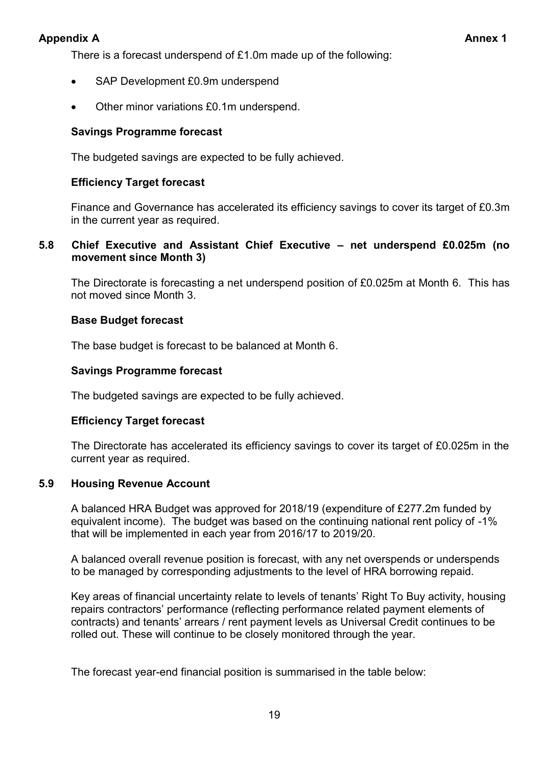There is a forecast underspend of £1.0m made up of the following:

- SAP Development £0.9m underspend
- Other minor variations £0.1m underspend.

**Savings Programme forecast**

The budgeted savings are expected to be fully achieved.

**Efficiency Target forecast**

Finance and Governance has accelerated its efficiency savings to cover its target of £0.3m in the current year as required.

### 5.8 Chief Executive and Assistant Chief Executive – net underspend £0.025m (no movement since Month 3)

The Directorate is forecasting a net underspend position of £0.025m at Month 6. This has not moved since Month 3.

**Base Budget forecast**

The base budget is forecast to be balanced at Month 6.

**Savings Programme forecast**

The budgeted savings are expected to be fully achieved.

**Efficiency Target forecast**

The Directorate has accelerated its efficiency savings to cover its target of £0.025m in the current year as required.

### 5.9 Housing Revenue Account

A balanced HRA Budget was approved for 2018/19 (expenditure of £277.2m funded by equivalent income). The budget was based on the continuing national rent policy of -1% that will be implemented in each year from 2016/17 to 2019/20.

A balanced overall revenue position is forecast, with any net overspends or underspends to be managed by corresponding adjustments to the level of HRA borrowing repaid.

Key areas of financial uncertainty relate to levels of tenants' Right To Buy activity, housing repairs contractors' performance (reflecting performance related payment elements of contracts) and tenants' arrears / rent payment levels as Universal Credit continues to be rolled out. These will continue to be closely monitored through the year.

The forecast year-end financial position is summarised in the table below: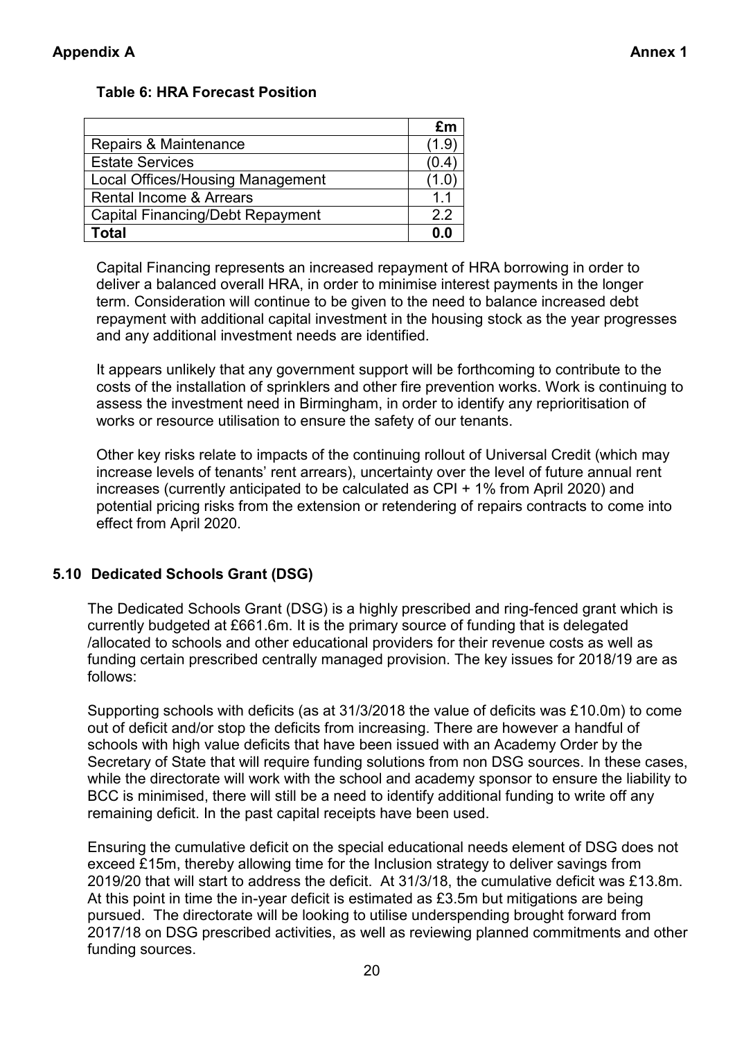**Appendix A** **Annex 1**

**Table 6: HRA Forecast Position**

| | £m |
|---|---|
| Repairs & Maintenance | (1.9) |
| Estate Services | (0.4) |
| Local Offices/Housing Management | (1.0) |
| Rental Income & Arrears | 1.1 |
| Capital Financing/Debt Repayment | 2.2 |
| **Total** | **0.0** |

Capital Financing represents an increased repayment of HRA borrowing in order to deliver a balanced overall HRA, in order to minimise interest payments in the longer term. Consideration will continue to be given to the need to balance increased debt repayment with additional capital investment in the housing stock as the year progresses and any additional investment needs are identified.

It appears unlikely that any government support will be forthcoming to contribute to the costs of the installation of sprinklers and other fire prevention works. Work is continuing to assess the investment need in Birmingham, in order to identify any reprioritisation of works or resource utilisation to ensure the safety of our tenants.

Other key risks relate to impacts of the continuing rollout of Universal Credit (which may increase levels of tenants' rent arrears), uncertainty over the level of future annual rent increases (currently anticipated to be calculated as CPI + 1% from April 2020) and potential pricing risks from the extension or retendering of repairs contracts to come into effect from April 2020.

### 5.10 Dedicated Schools Grant (DSG)

The Dedicated Schools Grant (DSG) is a highly prescribed and ring-fenced grant which is currently budgeted at £661.6m. It is the primary source of funding that is delegated /allocated to schools and other educational providers for their revenue costs as well as funding certain prescribed centrally managed provision. The key issues for 2018/19 are as follows:

Supporting schools with deficits (as at 31/3/2018 the value of deficits was £10.0m) to come out of deficit and/or stop the deficits from increasing. There are however a handful of schools with high value deficits that have been issued with an Academy Order by the Secretary of State that will require funding solutions from non DSG sources. In these cases, while the directorate will work with the school and academy sponsor to ensure the liability to BCC is minimised, there will still be a need to identify additional funding to write off any remaining deficit. In the past capital receipts have been used.

Ensuring the cumulative deficit on the special educational needs element of DSG does not exceed £15m, thereby allowing time for the Inclusion strategy to deliver savings from 2019/20 that will start to address the deficit. At 31/3/18, the cumulative deficit was £13.8m. At this point in time the in-year deficit is estimated as £3.5m but mitigations are being pursued. The directorate will be looking to utilise underspending brought forward from 2017/18 on DSG prescribed activities, as well as reviewing planned commitments and other funding sources.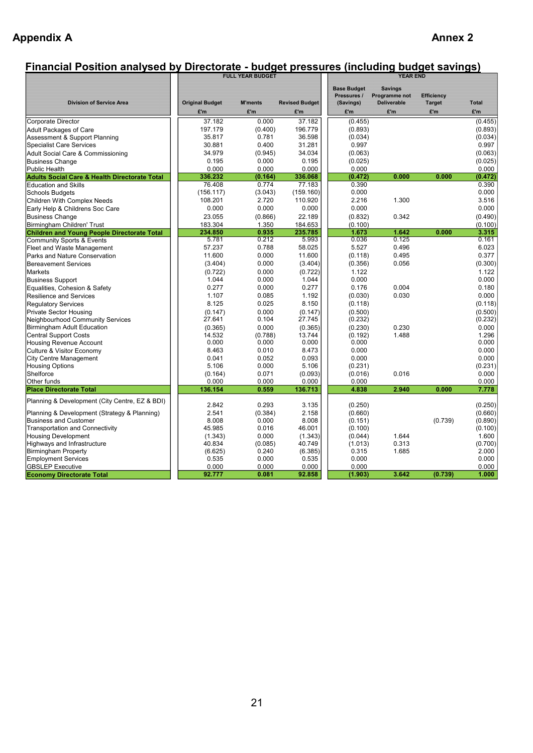**Appendix A** **Annex 2**

## Financial Position analysed by Directorate - budget pressures (including budget savings)

| Division of Service Area | FULL YEAR BUDGET | | | YEAR END | | | |
|---|---|---|---|---|---|---|---|
| | Original Budget | M'ments | Revised Budget | Base Budget Pressures / (Savings) | Savings Programme not Deliverable | Efficiency Target | Total |
| | £'m | £'m | £'m | £'m | £'m | £'m | £'m |
| Corporate Director | 37.182 | 0.000 | 37.182 | (0.455) | | | (0.455) |
| Adult Packages of Care | 197.179 | (0.400) | 196.779 | (0.893) | | | (0.893) |
| Assessment & Support Planning | 35.817 | 0.781 | 36.598 | (0.034) | | | (0.034) |
| Specialist Care Services | 30.881 | 0.400 | 31.281 | 0.997 | | | 0.997 |
| Adult Social Care & Commissioning | 34.979 | (0.945) | 34.034 | (0.063) | | | (0.063) |
| Business Change | 0.195 | 0.000 | 0.195 | (0.025) | | | (0.025) |
| Public Health | 0.000 | 0.000 | 0.000 | 0.000 | | | 0.000 |
| **Adults Social Care & Health Directorate Total** | **336.232** | **(0.164)** | **336.068** | **(0.472)** | **0.000** | **0.000** | **(0.472)** |
| Education and Skills | 76.408 | 0.774 | 77.183 | 0.390 | | | 0.390 |
| Schools Budgets | (156.117) | (3.043) | (159.160) | 0.000 | | | 0.000 |
| Children With Complex Needs | 108.201 | 2.720 | 110.920 | 2.216 | 1.300 | | 3.516 |
| Early Help & Childrens Soc Care | 0.000 | 0.000 | 0.000 | 0.000 | | | 0.000 |
| Business Change | 23.055 | (0.866) | 22.189 | (0.832) | 0.342 | | (0.490) |
| Birmingham Children' Trust | 183.304 | 1.350 | 184.653 | (0.100) | | | (0.100) |
| **Children and Young People Directorate Total** | **234.850** | **0.935** | **235.785** | **1.673** | **1.642** | **0.000** | **3.315** |
| Community Sports & Events | 5.781 | 0.212 | 5.993 | 0.036 | 0.125 | | 0.161 |
| Fleet and Waste Management | 57.237 | 0.788 | 58.025 | 5.527 | 0.496 | | 6.023 |
| Parks and Nature Conservation | 11.600 | 0.000 | 11.600 | (0.118) | 0.495 | | 0.377 |
| Bereavement Services | (3.404) | 0.000 | (3.404) | (0.356) | 0.056 | | (0.300) |
| Markets | (0.722) | 0.000 | (0.722) | 1.122 | | | 1.122 |
| Business Support | 1.044 | 0.000 | 1.044 | 0.000 | | | 0.000 |
| Equalities, Cohesion & Safety | 0.277 | 0.000 | 0.277 | 0.176 | 0.004 | | 0.180 |
| Resilience and Services | 1.107 | 0.085 | 1.192 | (0.030) | 0.030 | | 0.000 |
| Regulatory Services | 8.125 | 0.025 | 8.150 | (0.118) | | | (0.118) |
| Private Sector Housing | (0.147) | 0.000 | (0.147) | (0.500) | | | (0.500) |
| Neighbourhood Community Services | 27.641 | 0.104 | 27.745 | (0.232) | | | (0.232) |
| Birmingham Adult Education | (0.365) | 0.000 | (0.365) | (0.230) | 0.230 | | 0.000 |
| Central Support Costs | 14.532 | (0.788) | 13.744 | (0.192) | 1.488 | | 1.296 |
| Housing Revenue Account | 0.000 | 0.000 | 0.000 | 0.000 | | | 0.000 |
| Culture & Visitor Economy | 8.463 | 0.010 | 8.473 | 0.000 | | | 0.000 |
| City Centre Management | 0.041 | 0.052 | 0.093 | 0.000 | | | 0.000 |
| Housing Options | 5.106 | 0.000 | 5.106 | (0.231) | | | (0.231) |
| Shelforce | (0.164) | 0.071 | (0.093) | (0.016) | 0.016 | | 0.000 |
| Other funds | 0.000 | 0.000 | 0.000 | 0.000 | | | 0.000 |
| **Place Directorate Total** | **136.154** | **0.559** | **136.713** | **4.838** | **2.940** | **0.000** | **7.778** |
| Planning & Development (City Centre, EZ & BDI) | 2.842 | 0.293 | 3.135 | (0.250) | | | (0.250) |
| Planning & Development (Strategy & Planning) | 2.541 | (0.384) | 2.158 | (0.660) | | | (0.660) |
| Business and Customer | 8.008 | 0.000 | 8.008 | (0.151) | | (0.739) | (0.890) |
| Transportation and Connectivity | 45.985 | 0.016 | 46.001 | (0.100) | | | (0.100) |
| Housing Development | (1.343) | 0.000 | (1.343) | (0.044) | 1.644 | | 1.600 |
| Highways and Infrastructure | 40.834 | (0.085) | 40.749 | (1.013) | 0.313 | | (0.700) |
| Birmingham Property | (6.625) | 0.240 | (6.385) | 0.315 | 1.685 | | 2.000 |
| Employment Services | 0.535 | 0.000 | 0.535 | 0.000 | | | 0.000 |
| GBSLEP Executive | 0.000 | 0.000 | 0.000 | 0.000 | | | 0.000 |
| **Economy Directorate Total** | **92.777** | **0.081** | **92.858** | **(1.903)** | **3.642** | **(0.739)** | **1.000** |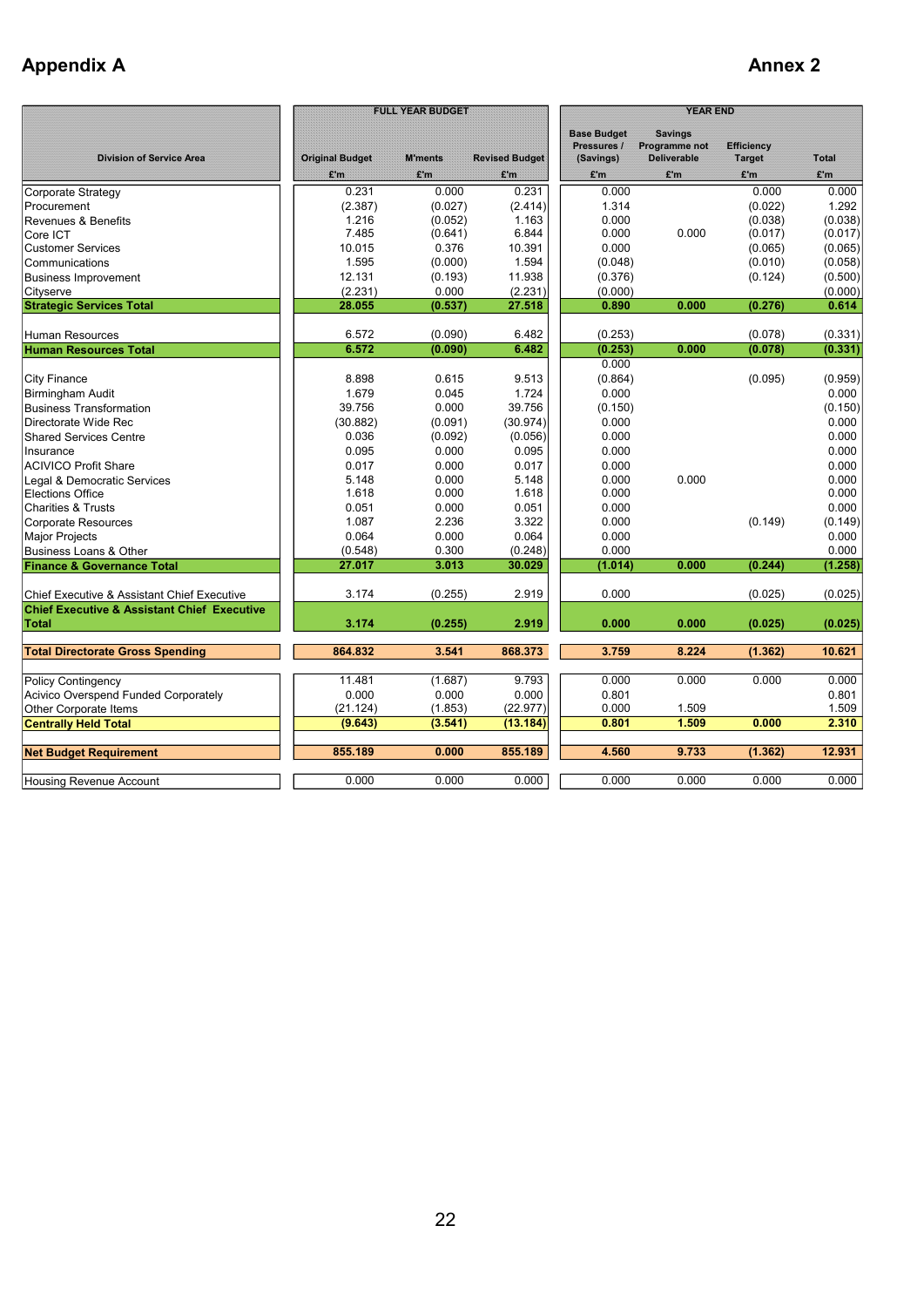**Appendix A** **Annex 2**

| Division of Service Area | FULL YEAR BUDGET | | | YEAR END | | | |
|---|---|---|---|---|---|---|---|
| | Original Budget £'m | M'ments £'m | Revised Budget £'m | Base Budget Pressures / (Savings) £'m | Savings Programme not Deliverable £'m | Efficiency Target £'m | Total £'m |
| Corporate Strategy | 0.231 | 0.000 | 0.231 | 0.000 | | 0.000 | 0.000 |
| Procurement | (2.387) | (0.027) | (2.414) | 1.314 | | (0.022) | 1.292 |
| Revenues & Benefits | 1.216 | (0.052) | 1.163 | 0.000 | | (0.038) | (0.038) |
| Core ICT | 7.485 | (0.641) | 6.844 | 0.000 | 0.000 | (0.017) | (0.017) |
| Customer Services | 10.015 | 0.376 | 10.391 | 0.000 | | (0.065) | (0.065) |
| Communications | 1.595 | (0.000) | 1.594 | (0.048) | | (0.010) | (0.058) |
| Business Improvement | 12.131 | (0.193) | 11.938 | (0.376) | | (0.124) | (0.500) |
| Cityserve | (2.231) | 0.000 | (2.231) | (0.000) | | | (0.000) |
| **Strategic Services Total** | **28.055** | **(0.537)** | **27.518** | **0.890** | **0.000** | **(0.276)** | **0.614** |
| | | | | | | | |
| Human Resources | 6.572 | (0.090) | 6.482 | (0.253) | | (0.078) | (0.331) |
| **Human Resources Total** | **6.572** | **(0.090)** | **6.482** | **(0.253)** | **0.000** | **(0.078)** | **(0.331)** |
| | | | | 0.000 | | | |
| City Finance | 8.898 | 0.615 | 9.513 | (0.864) | | (0.095) | (0.959) |
| Birmingham Audit | 1.679 | 0.045 | 1.724 | 0.000 | | | 0.000 |
| Business Transformation | 39.756 | 0.000 | 39.756 | (0.150) | | | (0.150) |
| Directorate Wide Rec | (30.882) | (0.091) | (30.974) | 0.000 | | | 0.000 |
| Shared Services Centre | 0.036 | (0.092) | (0.056) | 0.000 | | | 0.000 |
| Insurance | 0.095 | 0.000 | 0.095 | 0.000 | | | 0.000 |
| ACIVICO Profit Share | 0.017 | 0.000 | 0.017 | 0.000 | | | 0.000 |
| Legal & Democratic Services | 5.148 | 0.000 | 5.148 | 0.000 | 0.000 | | 0.000 |
| Elections Office | 1.618 | 0.000 | 1.618 | 0.000 | | | 0.000 |
| Charities & Trusts | 0.051 | 0.000 | 0.051 | 0.000 | | | 0.000 |
| Corporate Resources | 1.087 | 2.236 | 3.322 | 0.000 | | (0.149) | (0.149) |
| Major Projects | 0.064 | 0.000 | 0.064 | 0.000 | | | 0.000 |
| Business Loans & Other | (0.548) | 0.300 | (0.248) | 0.000 | | | 0.000 |
| **Finance & Governance Total** | **27.017** | **3.013** | **30.029** | **(1.014)** | **0.000** | **(0.244)** | **(1.258)** |
| | | | | | | | |
| Chief Executive & Assistant Chief Executive | 3.174 | (0.255) | 2.919 | 0.000 | | (0.025) | (0.025) |
| **Chief Executive & Assistant Chief Executive Total** | **3.174** | **(0.255)** | **2.919** | **0.000** | **0.000** | **(0.025)** | **(0.025)** |
| | | | | | | | |
| **Total Directorate Gross Spending** | **864.832** | **3.541** | **868.373** | **3.759** | **8.224** | **(1.362)** | **10.621** |
| | | | | | | | |
| Policy Contingency | 11.481 | (1.687) | 9.793 | 0.000 | 0.000 | 0.000 | 0.000 |
| Acivico Overspend Funded Corporately | 0.000 | 0.000 | 0.000 | 0.801 | | | 0.801 |
| Other Corporate Items | (21.124) | (1.853) | (22.977) | 0.000 | 1.509 | | 1.509 |
| **Centrally Held Total** | **(9.643)** | **(3.541)** | **(13.184)** | **0.801** | **1.509** | **0.000** | **2.310** |
| | | | | | | | |
| **Net Budget Requirement** | **855.189** | **0.000** | **855.189** | **4.560** | **9.733** | **(1.362)** | **12.931** |
| | | | | | | | |
| Housing Revenue Account | 0.000 | 0.000 | 0.000 | 0.000 | 0.000 | 0.000 | 0.000 |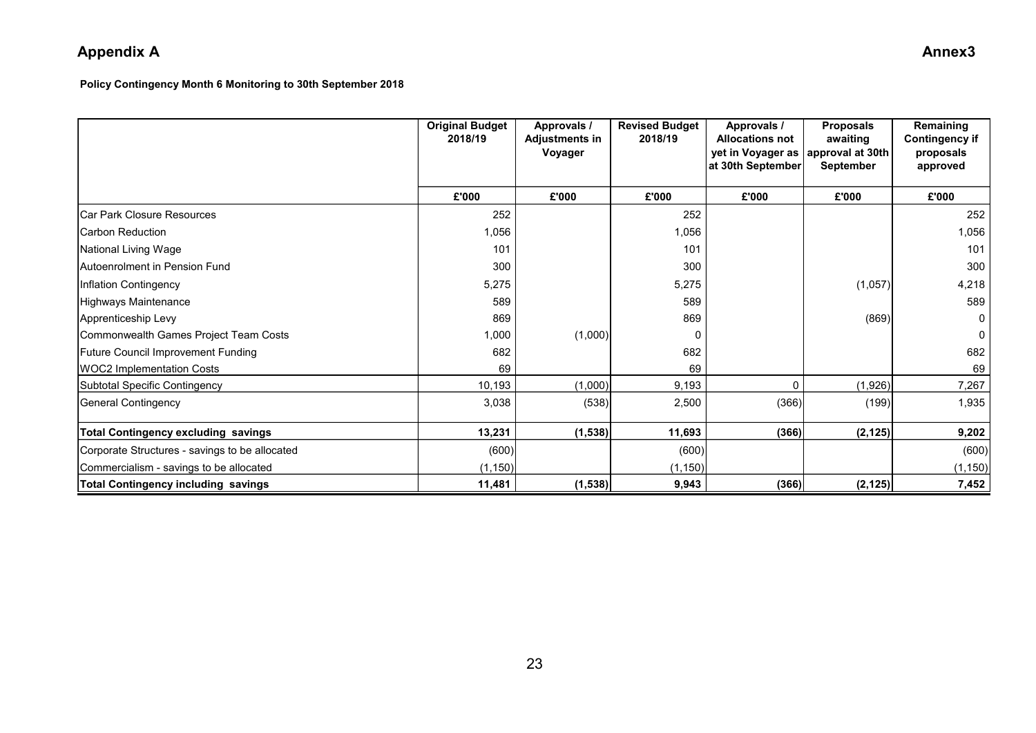## Appendix A

**Annex3**

**Policy Contingency Month 6 Monitoring to 30th September 2018**

| | Original Budget 2018/19 | Approvals / Adjustments in Voyager | Revised Budget 2018/19 | Approvals / Allocations not yet in Voyager as at 30th September | Proposals awaiting approval at 30th September | Remaining Contingency if proposals approved |
|---|---|---|---|---|---|---|
| | £'000 | £'000 | £'000 | £'000 | £'000 | £'000 |
| Car Park Closure Resources | 252 | | 252 | | | 252 |
| Carbon Reduction | 1,056 | | 1,056 | | | 1,056 |
| National Living Wage | 101 | | 101 | | | 101 |
| Autoenrolment in Pension Fund | 300 | | 300 | | | 300 |
| Inflation Contingency | 5,275 | | 5,275 | | (1,057) | 4,218 |
| Highways Maintenance | 589 | | 589 | | | 589 |
| Apprenticeship Levy | 869 | | 869 | | (869) | 0 |
| Commonwealth Games Project Team Costs | 1,000 | (1,000) | 0 | | | 0 |
| Future Council Improvement Funding | 682 | | 682 | | | 682 |
| WOC2 Implementation Costs | 69 | | 69 | | | 69 |
| Subtotal Specific Contingency | 10,193 | (1,000) | 9,193 | 0 | (1,926) | 7,267 |
| General Contingency | 3,038 | (538) | 2,500 | (366) | (199) | 1,935 |
| **Total Contingency excluding savings** | **13,231** | **(1,538)** | **11,693** | **(366)** | **(2,125)** | **9,202** |
| Corporate Structures - savings to be allocated | (600) | | (600) | | | (600) |
| Commercialism - savings to be allocated | (1,150) | | (1,150) | | | (1,150) |
| **Total Contingency including savings** | **11,481** | **(1,538)** | **9,943** | **(366)** | **(2,125)** | **7,452** |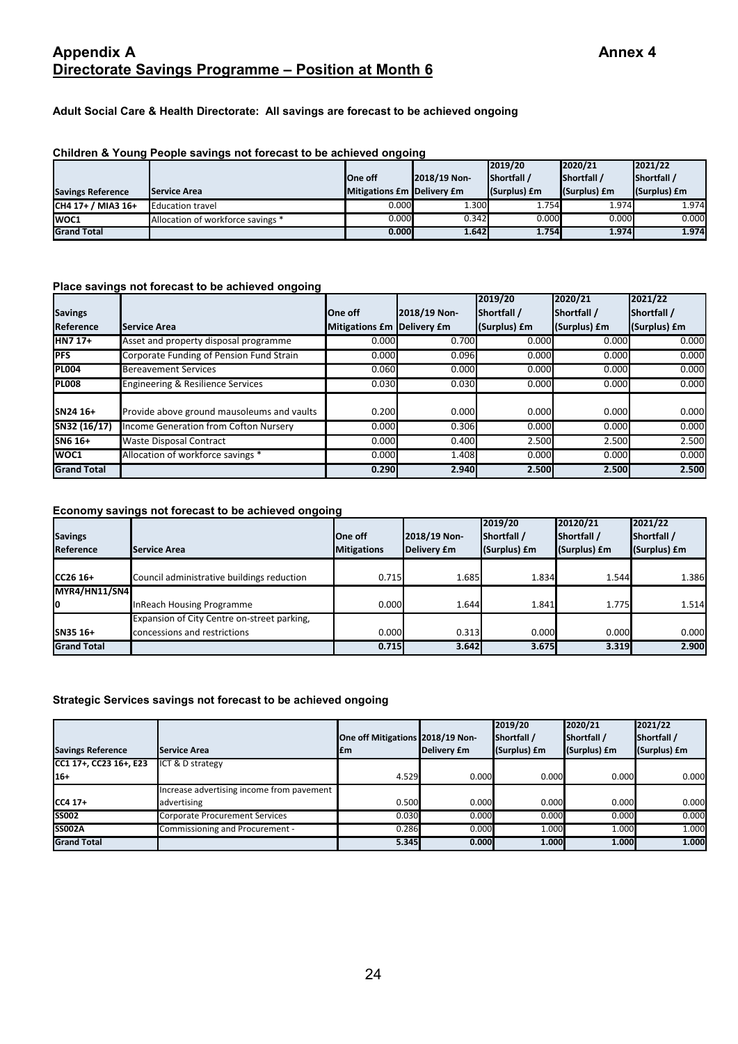# Appendix A Annex 4

## Directorate Savings Programme – Position at Month 6

**Adult Social Care & Health Directorate: All savings are forecast to be achieved ongoing**

**Children & Young People savings not forecast to be achieved ongoing**

| Savings Reference | Service Area | One off Mitigations £m | 2018/19 Non-Delivery £m | 2019/20 Shortfall / (Surplus) £m | 2020/21 Shortfall / (Surplus) £m | 2021/22 Shortfall / (Surplus) £m |
|---|---|---|---|---|---|---|
| CH4 17+ / MIA3 16+ | Education travel | 0.000 | 1.300 | 1.754 | 1.974 | 1.974 |
| WOC1 | Allocation of workforce savings * | 0.000 | 0.342 | 0.000 | 0.000 | 0.000 |
| **Grand Total** | | **0.000** | **1.642** | **1.754** | **1.974** | **1.974** |

**Place savings not forecast to be achieved ongoing**

| Savings Reference | Service Area | One off Mitigations £m | 2018/19 Non-Delivery £m | 2019/20 Shortfall / (Surplus) £m | 2020/21 Shortfall / (Surplus) £m | 2021/22 Shortfall / (Surplus) £m |
|---|---|---|---|---|---|---|
| HN7 17+ | Asset and property disposal programme | 0.000 | 0.700 | 0.000 | 0.000 | 0.000 |
| PFS | Corporate Funding of Pension Fund Strain | 0.000 | 0.096 | 0.000 | 0.000 | 0.000 |
| PL004 | Bereavement Services | 0.060 | 0.000 | 0.000 | 0.000 | 0.000 |
| PL008 | Engineering & Resilience Services | 0.030 | 0.030 | 0.000 | 0.000 | 0.000 |
| SN24 16+ | Provide above ground mausoleums and vaults | 0.200 | 0.000 | 0.000 | 0.000 | 0.000 |
| SN32 (16/17) | Income Generation from Cofton Nursery | 0.000 | 0.306 | 0.000 | 0.000 | 0.000 |
| SN6 16+ | Waste Disposal Contract | 0.000 | 0.400 | 2.500 | 2.500 | 2.500 |
| WOC1 | Allocation of workforce savings * | 0.000 | 1.408 | 0.000 | 0.000 | 0.000 |
| **Grand Total** | | **0.290** | **2.940** | **2.500** | **2.500** | **2.500** |

**Economy savings not forecast to be achieved ongoing**

| Savings Reference | Service Area | One off Mitigations | 2018/19 Non-Delivery £m | 2019/20 Shortfall / (Surplus) £m | 20120/21 Shortfall / (Surplus) £m | 2021/22 Shortfall / (Surplus) £m |
|---|---|---|---|---|---|---|
| CC26 16+ | Council administrative buildings reduction | 0.715 | 1.685 | 1.834 | 1.544 | 1.386 |
| MYR4/HN11/SN40 | InReach Housing Programme | 0.000 | 1.644 | 1.841 | 1.775 | 1.514 |
| SN35 16+ | Expansion of City Centre on-street parking, concessions and restrictions | 0.000 | 0.313 | 0.000 | 0.000 | 0.000 |
| **Grand Total** | | **0.715** | **3.642** | **3.675** | **3.319** | **2.900** |

**Strategic Services savings not forecast to be achieved ongoing**

| Savings Reference | Service Area | One off Mitigations £m | 2018/19 Non-Delivery £m | 2019/20 Shortfall / (Surplus) £m | 2020/21 Shortfall / (Surplus) £m | 2021/22 Shortfall / (Surplus) £m |
|---|---|---|---|---|---|---|
| CC1 17+, CC23 16+, E23 16+ | ICT & D strategy | 4.529 | 0.000 | 0.000 | 0.000 | 0.000 |
| CC4 17+ | Increase advertising income from pavement advertising | 0.500 | 0.000 | 0.000 | 0.000 | 0.000 |
| SS002 | Corporate Procurement Services | 0.030 | 0.000 | 0.000 | 0.000 | 0.000 |
| SS002A | Commissioning and Procurement - | 0.286 | 0.000 | 1.000 | 1.000 | 1.000 |
| **Grand Total** | | **5.345** | **0.000** | **1.000** | **1.000** | **1.000** |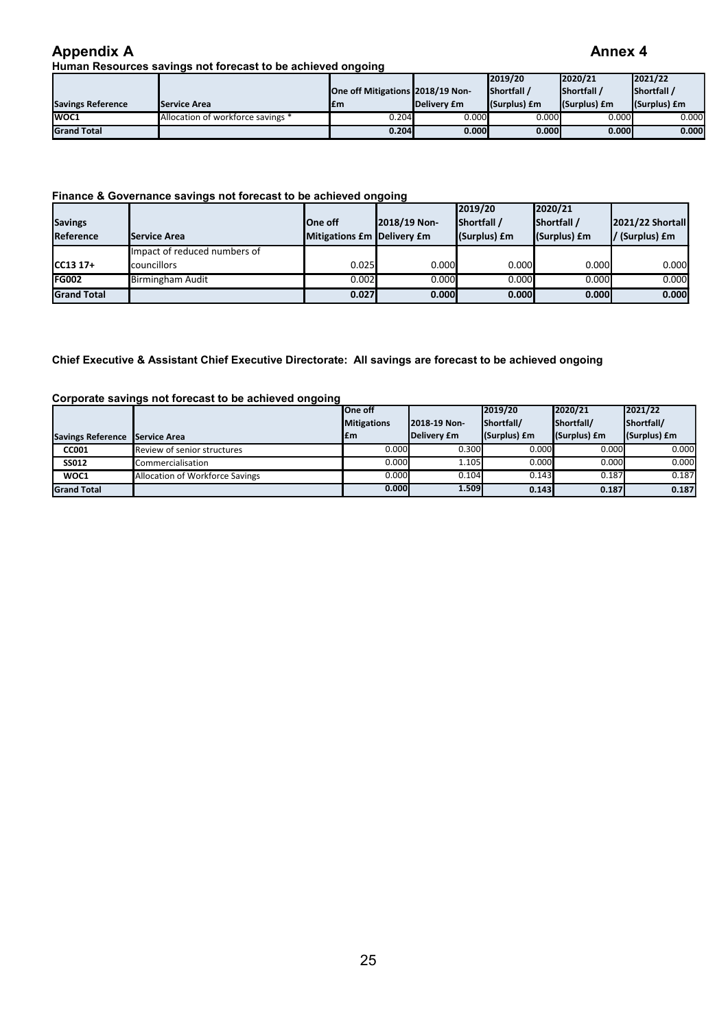# Appendix A

Annex 4

### Human Resources savings not forecast to be achieved ongoing

| Savings Reference | Service Area | One off Mitigations £m | 2018/19 Non-Delivery £m | 2019/20 Shortfall / (Surplus) £m | 2020/21 Shortfall / (Surplus) £m | 2021/22 Shortfall / (Surplus) £m |
|---|---|---|---|---|---|---|
| WOC1 | Allocation of workforce savings * | 0.204 | 0.000 | 0.000 | 0.000 | 0.000 |
| Grand Total | | 0.204 | 0.000 | 0.000 | 0.000 | 0.000 |

### Finance & Governance savings not forecast to be achieved ongoing

| Savings Reference | Service Area | One off Mitigations £m | 2018/19 Non-Delivery £m | 2019/20 Shortfall / (Surplus) £m | 2020/21 Shortfall / (Surplus) £m | 2021/22 Shortfall / (Surplus) £m |
|---|---|---|---|---|---|---|
| CC13 17+ | Impact of reduced numbers of councillors | 0.025 | 0.000 | 0.000 | 0.000 | 0.000 |
| FG002 | Birmingham Audit | 0.002 | 0.000 | 0.000 | 0.000 | 0.000 |
| Grand Total | | 0.027 | 0.000 | 0.000 | 0.000 | 0.000 |

### Chief Executive & Assistant Chief Executive Directorate: All savings are forecast to be achieved ongoing

### Corporate savings not forecast to be achieved ongoing

| Savings Reference | Service Area | One off Mitigations £m | 2018-19 Non-Delivery £m | 2019/20 Shortfall/ (Surplus) £m | 2020/21 Shortfall/ (Surplus) £m | 2021/22 Shortfall/ (Surplus) £m |
|---|---|---|---|---|---|---|
| CC001 | Review of senior structures | 0.000 | 0.300 | 0.000 | 0.000 | 0.000 |
| SS012 | Commercialisation | 0.000 | 1.105 | 0.000 | 0.000 | 0.000 |
| WOC1 | Allocation of Workforce Savings | 0.000 | 0.104 | 0.143 | 0.187 | 0.187 |
| Grand Total | | 0.000 | 1.509 | 0.143 | 0.187 | 0.187 |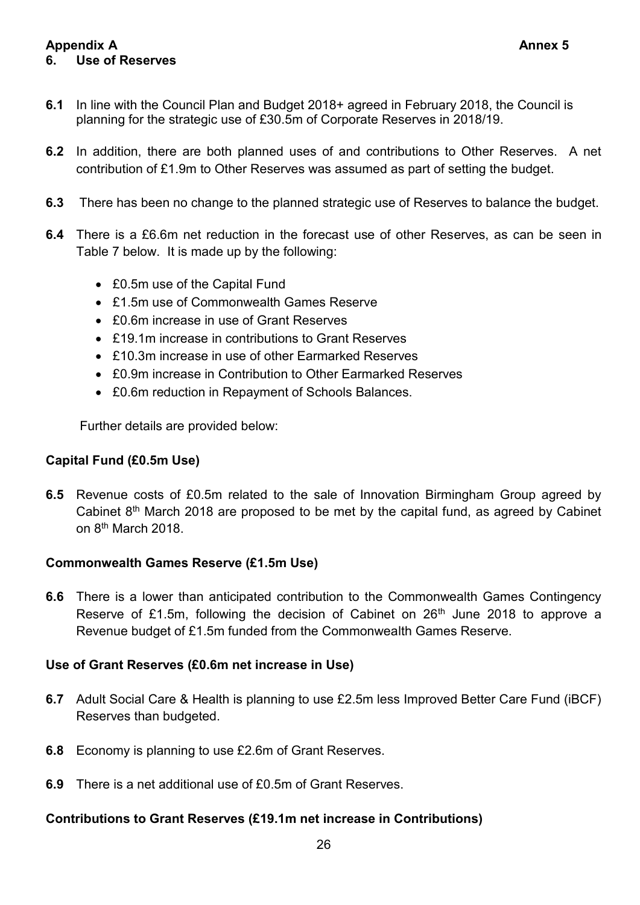**Appendix A** **Annex 5**

## 6. Use of Reserves

**6.1** In line with the Council Plan and Budget 2018+ agreed in February 2018, the Council is planning for the strategic use of £30.5m of Corporate Reserves in 2018/19.

**6.2** In addition, there are both planned uses of and contributions to Other Reserves. A net contribution of £1.9m to Other Reserves was assumed as part of setting the budget.

**6.3** There has been no change to the planned strategic use of Reserves to balance the budget.

**6.4** There is a £6.6m net reduction in the forecast use of other Reserves, as can be seen in Table 7 below. It is made up by the following:

- £0.5m use of the Capital Fund
- £1.5m use of Commonwealth Games Reserve
- £0.6m increase in use of Grant Reserves
- £19.1m increase in contributions to Grant Reserves
- £10.3m increase in use of other Earmarked Reserves
- £0.9m increase in Contribution to Other Earmarked Reserves
- £0.6m reduction in Repayment of Schools Balances.

Further details are provided below:

### Capital Fund (£0.5m Use)

**6.5** Revenue costs of £0.5m related to the sale of Innovation Birmingham Group agreed by Cabinet 8th March 2018 are proposed to be met by the capital fund, as agreed by Cabinet on 8th March 2018.

### Commonwealth Games Reserve (£1.5m Use)

**6.6** There is a lower than anticipated contribution to the Commonwealth Games Contingency Reserve of £1.5m, following the decision of Cabinet on 26th June 2018 to approve a Revenue budget of £1.5m funded from the Commonwealth Games Reserve.

### Use of Grant Reserves (£0.6m net increase in Use)

**6.7** Adult Social Care & Health is planning to use £2.5m less Improved Better Care Fund (iBCF) Reserves than budgeted.

**6.8** Economy is planning to use £2.6m of Grant Reserves.

**6.9** There is a net additional use of £0.5m of Grant Reserves.

### Contributions to Grant Reserves (£19.1m net increase in Contributions)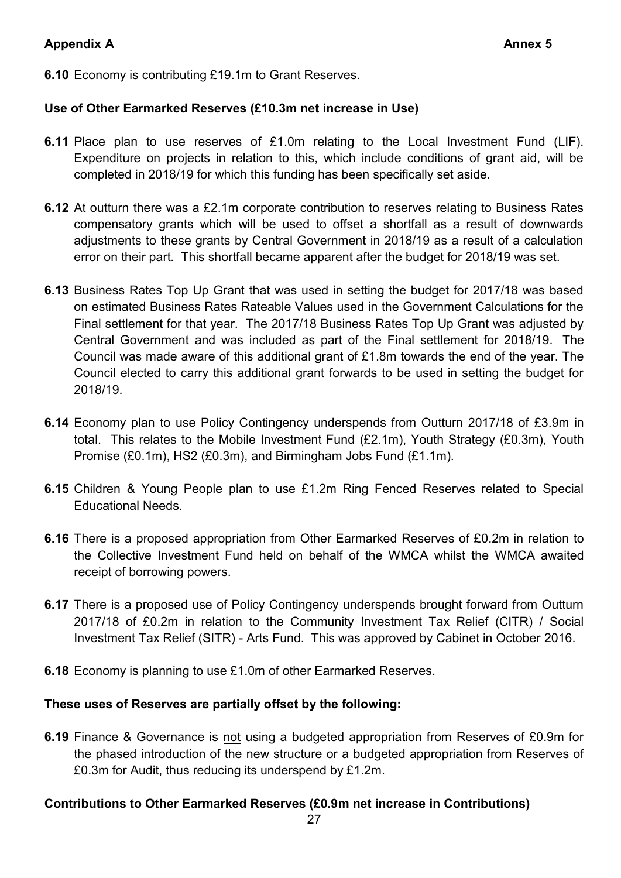**Appendix A** **Annex 5**

**6.10** Economy is contributing £19.1m to Grant Reserves.

**Use of Other Earmarked Reserves (£10.3m net increase in Use)**

**6.11** Place plan to use reserves of £1.0m relating to the Local Investment Fund (LIF). Expenditure on projects in relation to this, which include conditions of grant aid, will be completed in 2018/19 for which this funding has been specifically set aside.

**6.12** At outturn there was a £2.1m corporate contribution to reserves relating to Business Rates compensatory grants which will be used to offset a shortfall as a result of downwards adjustments to these grants by Central Government in 2018/19 as a result of a calculation error on their part. This shortfall became apparent after the budget for 2018/19 was set.

**6.13** Business Rates Top Up Grant that was used in setting the budget for 2017/18 was based on estimated Business Rates Rateable Values used in the Government Calculations for the Final settlement for that year. The 2017/18 Business Rates Top Up Grant was adjusted by Central Government and was included as part of the Final settlement for 2018/19. The Council was made aware of this additional grant of £1.8m towards the end of the year. The Council elected to carry this additional grant forwards to be used in setting the budget for 2018/19.

**6.14** Economy plan to use Policy Contingency underspends from Outturn 2017/18 of £3.9m in total. This relates to the Mobile Investment Fund (£2.1m), Youth Strategy (£0.3m), Youth Promise (£0.1m), HS2 (£0.3m), and Birmingham Jobs Fund (£1.1m).

**6.15** Children & Young People plan to use £1.2m Ring Fenced Reserves related to Special Educational Needs.

**6.16** There is a proposed appropriation from Other Earmarked Reserves of £0.2m in relation to the Collective Investment Fund held on behalf of the WMCA whilst the WMCA awaited receipt of borrowing powers.

**6.17** There is a proposed use of Policy Contingency underspends brought forward from Outturn 2017/18 of £0.2m in relation to the Community Investment Tax Relief (CITR) / Social Investment Tax Relief (SITR) - Arts Fund. This was approved by Cabinet in October 2016.

**6.18** Economy is planning to use £1.0m of other Earmarked Reserves.

**These uses of Reserves are partially offset by the following:**

**6.19** Finance & Governance is not using a budgeted appropriation from Reserves of £0.9m for the phased introduction of the new structure or a budgeted appropriation from Reserves of £0.3m for Audit, thus reducing its underspend by £1.2m.

**Contributions to Other Earmarked Reserves (£0.9m net increase in Contributions)**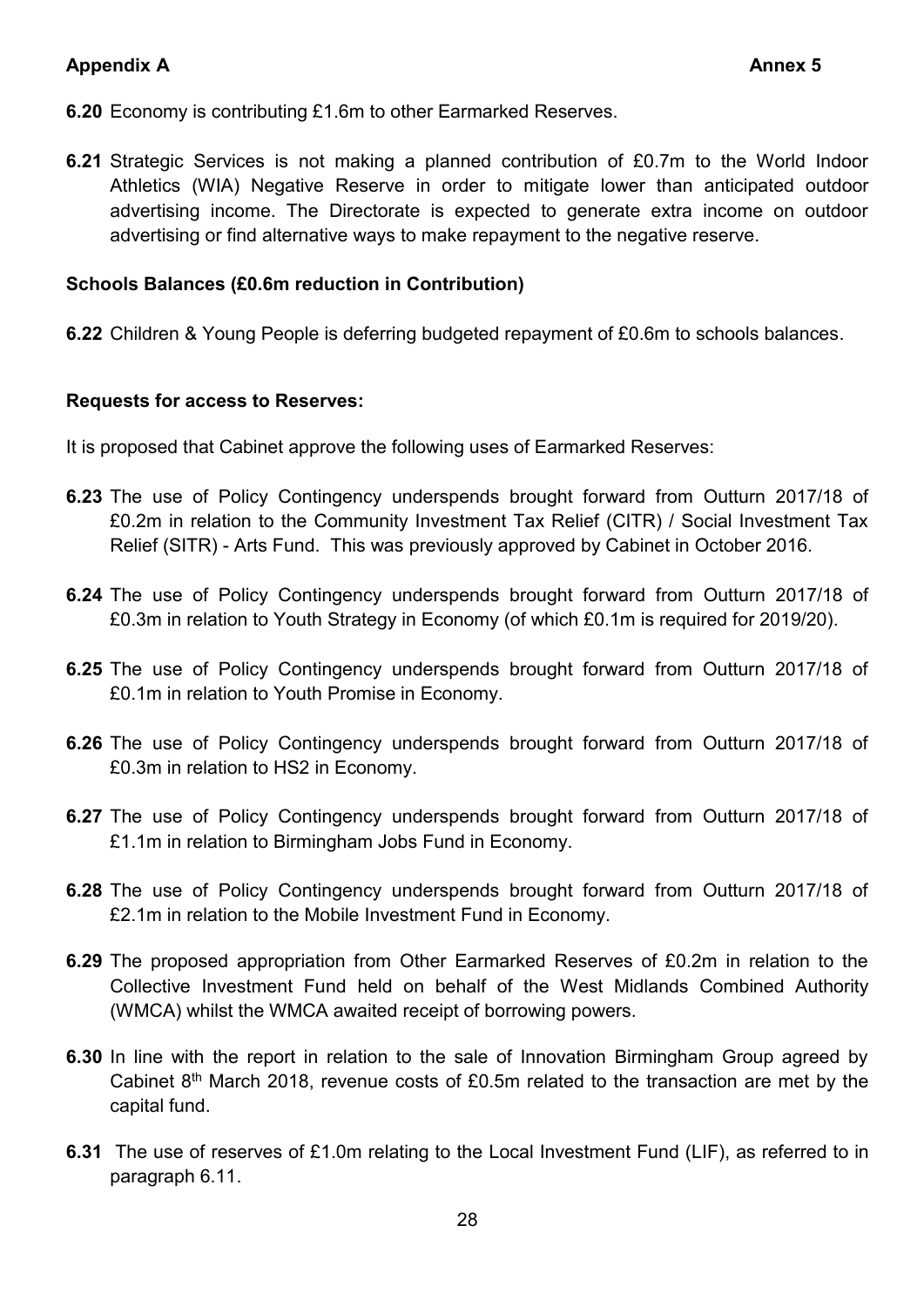**6.20** Economy is contributing £1.6m to other Earmarked Reserves.

**6.21** Strategic Services is not making a planned contribution of £0.7m to the World Indoor Athletics (WIA) Negative Reserve in order to mitigate lower than anticipated outdoor advertising income. The Directorate is expected to generate extra income on outdoor advertising or find alternative ways to make repayment to the negative reserve.

**Schools Balances (£0.6m reduction in Contribution)**

**6.22** Children & Young People is deferring budgeted repayment of £0.6m to schools balances.

**Requests for access to Reserves:**

It is proposed that Cabinet approve the following uses of Earmarked Reserves:

**6.23** The use of Policy Contingency underspends brought forward from Outturn 2017/18 of £0.2m in relation to the Community Investment Tax Relief (CITR) / Social Investment Tax Relief (SITR) - Arts Fund. This was previously approved by Cabinet in October 2016.

**6.24** The use of Policy Contingency underspends brought forward from Outturn 2017/18 of £0.3m in relation to Youth Strategy in Economy (of which £0.1m is required for 2019/20).

**6.25** The use of Policy Contingency underspends brought forward from Outturn 2017/18 of £0.1m in relation to Youth Promise in Economy.

**6.26** The use of Policy Contingency underspends brought forward from Outturn 2017/18 of £0.3m in relation to HS2 in Economy.

**6.27** The use of Policy Contingency underspends brought forward from Outturn 2017/18 of £1.1m in relation to Birmingham Jobs Fund in Economy.

**6.28** The use of Policy Contingency underspends brought forward from Outturn 2017/18 of £2.1m in relation to the Mobile Investment Fund in Economy.

**6.29** The proposed appropriation from Other Earmarked Reserves of £0.2m in relation to the Collective Investment Fund held on behalf of the West Midlands Combined Authority (WMCA) whilst the WMCA awaited receipt of borrowing powers.

**6.30** In line with the report in relation to the sale of Innovation Birmingham Group agreed by Cabinet 8th March 2018, revenue costs of £0.5m related to the transaction are met by the capital fund.

**6.31** The use of reserves of £1.0m relating to the Local Investment Fund (LIF), as referred to in paragraph 6.11.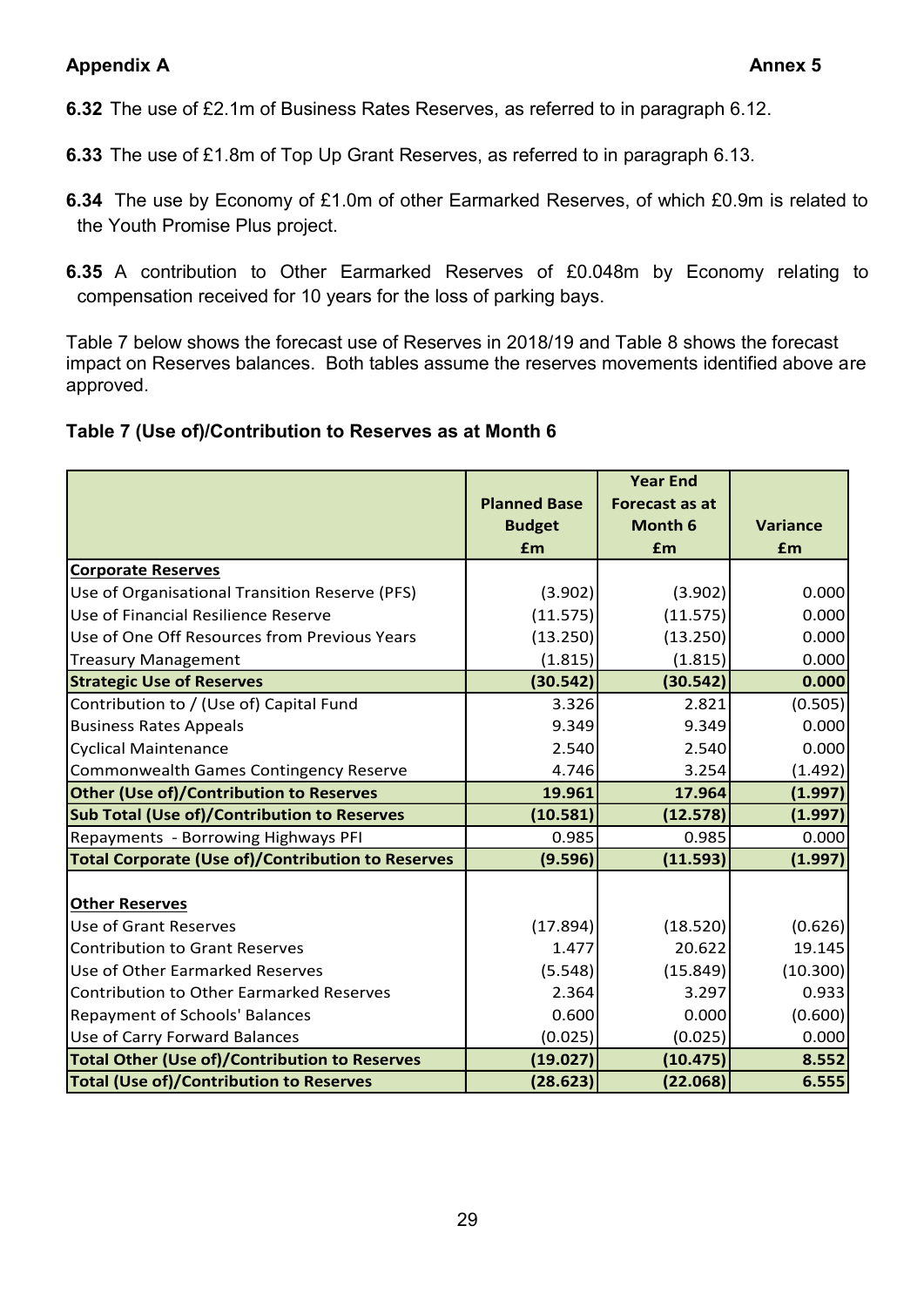**Appendix A** **Annex 5**

**6.32** The use of £2.1m of Business Rates Reserves, as referred to in paragraph 6.12.

**6.33** The use of £1.8m of Top Up Grant Reserves, as referred to in paragraph 6.13.

**6.34** The use by Economy of £1.0m of other Earmarked Reserves, of which £0.9m is related to the Youth Promise Plus project.

**6.35** A contribution to Other Earmarked Reserves of £0.048m by Economy relating to compensation received for 10 years for the loss of parking bays.

Table 7 below shows the forecast use of Reserves in 2018/19 and Table 8 shows the forecast impact on Reserves balances. Both tables assume the reserves movements identified above are approved.

**Table 7 (Use of)/Contribution to Reserves as at Month 6**

| | Planned Base Budget £m | Year End Forecast as at Month 6 £m | Variance £m |
|---|---|---|---|
| **Corporate Reserves** | | | |
| Use of Organisational Transition Reserve (PFS) | (3.902) | (3.902) | 0.000 |
| Use of Financial Resilience Reserve | (11.575) | (11.575) | 0.000 |
| Use of One Off Resources from Previous Years | (13.250) | (13.250) | 0.000 |
| Treasury Management | (1.815) | (1.815) | 0.000 |
| **Strategic Use of Reserves** | **(30.542)** | **(30.542)** | **0.000** |
| Contribution to / (Use of) Capital Fund | 3.326 | 2.821 | (0.505) |
| Business Rates Appeals | 9.349 | 9.349 | 0.000 |
| Cyclical Maintenance | 2.540 | 2.540 | 0.000 |
| Commonwealth Games Contingency Reserve | 4.746 | 3.254 | (1.492) |
| **Other (Use of)/Contribution to Reserves** | **19.961** | **17.964** | **(1.997)** |
| **Sub Total (Use of)/Contribution to Reserves** | **(10.581)** | **(12.578)** | **(1.997)** |
| Repayments - Borrowing Highways PFI | 0.985 | 0.985 | 0.000 |
| **Total Corporate (Use of)/Contribution to Reserves** | **(9.596)** | **(11.593)** | **(1.997)** |
| **Other Reserves** | | | |
| Use of Grant Reserves | (17.894) | (18.520) | (0.626) |
| Contribution to Grant Reserves | 1.477 | 20.622 | 19.145 |
| Use of Other Earmarked Reserves | (5.548) | (15.849) | (10.300) |
| Contribution to Other Earmarked Reserves | 2.364 | 3.297 | 0.933 |
| Repayment of Schools' Balances | 0.600 | 0.000 | (0.600) |
| Use of Carry Forward Balances | (0.025) | (0.025) | 0.000 |
| **Total Other (Use of)/Contribution to Reserves** | **(19.027)** | **(10.475)** | **8.552** |
| **Total (Use of)/Contribution to Reserves** | **(28.623)** | **(22.068)** | **6.555** |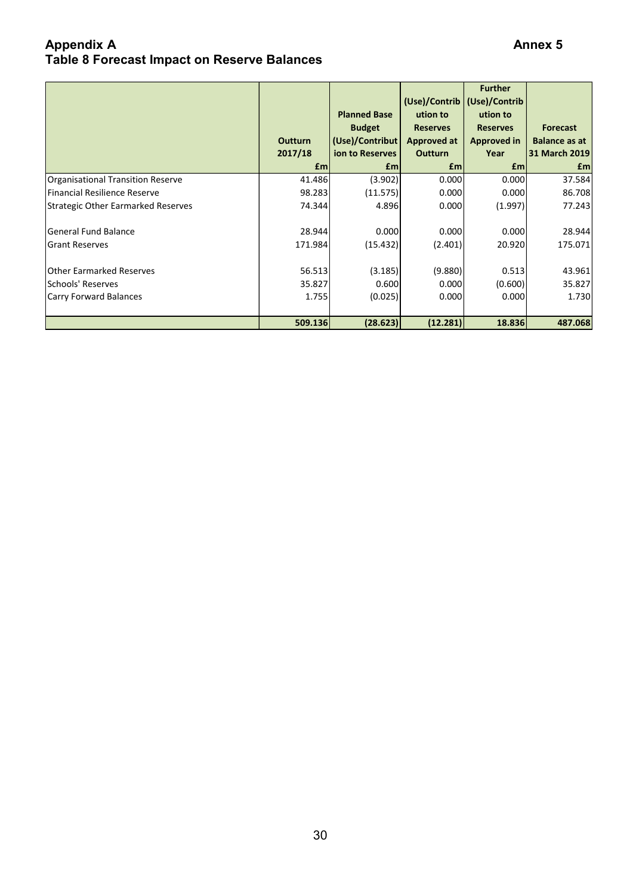**Appendix A** **Annex 5**

**Table 8 Forecast Impact on Reserve Balances**

| | Outturn 2017/18 £m | Planned Base Budget (Use)/Contribution to Reserves £m | (Use)/Contribution to Reserves Approved at Outturn £m | Further (Use)/Contribution to Reserves Approved in Year £m | Forecast Balance as at 31 March 2019 £m |
|---|---|---|---|---|---|
| Organisational Transition Reserve | 41.486 | (3.902) | 0.000 | 0.000 | 37.584 |
| Financial Resilience Reserve | 98.283 | (11.575) | 0.000 | 0.000 | 86.708 |
| Strategic Other Earmarked Reserves | 74.344 | 4.896 | 0.000 | (1.997) | 77.243 |
| General Fund Balance | 28.944 | 0.000 | 0.000 | 0.000 | 28.944 |
| Grant Reserves | 171.984 | (15.432) | (2.401) | 20.920 | 175.071 |
| Other Earmarked Reserves | 56.513 | (3.185) | (9.880) | 0.513 | 43.961 |
| Schools' Reserves | 35.827 | 0.600 | 0.000 | (0.600) | 35.827 |
| Carry Forward Balances | 1.755 | (0.025) | 0.000 | 0.000 | 1.730 |
| | **509.136** | **(28.623)** | **(12.281)** | **18.836** | **487.068** |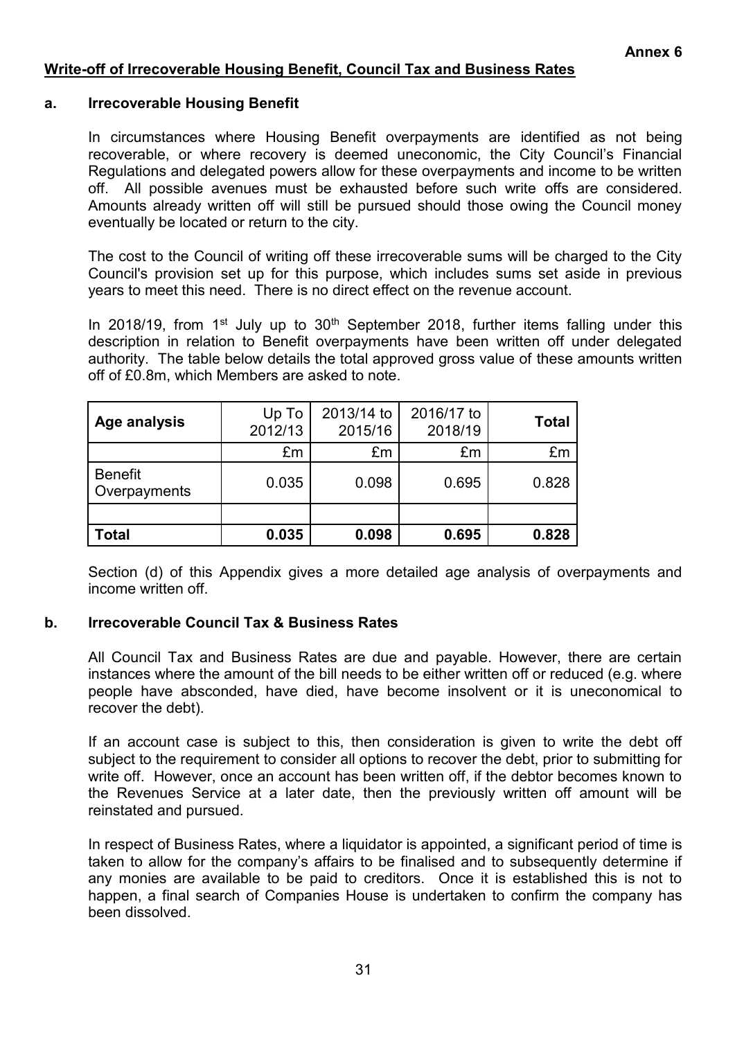**Annex 6**

## Write-off of Irrecoverable Housing Benefit, Council Tax and Business Rates

### a. Irrecoverable Housing Benefit

In circumstances where Housing Benefit overpayments are identified as not being recoverable, or where recovery is deemed uneconomic, the City Council's Financial Regulations and delegated powers allow for these overpayments and income to be written off. All possible avenues must be exhausted before such write offs are considered. Amounts already written off will still be pursued should those owing the Council money eventually be located or return to the city.

The cost to the Council of writing off these irrecoverable sums will be charged to the City Council's provision set up for this purpose, which includes sums set aside in previous years to meet this need. There is no direct effect on the revenue account.

In 2018/19, from 1st July up to 30th September 2018, further items falling under this description in relation to Benefit overpayments have been written off under delegated authority. The table below details the total approved gross value of these amounts written off of £0.8m, which Members are asked to note.

| Age analysis | Up To 2012/13 | 2013/14 to 2015/16 | 2016/17 to 2018/19 | Total |
|---|---|---|---|---|
| | £m | £m | £m | £m |
| Benefit Overpayments | 0.035 | 0.098 | 0.695 | 0.828 |
| | | | | |
| **Total** | **0.035** | **0.098** | **0.695** | **0.828** |

Section (d) of this Appendix gives a more detailed age analysis of overpayments and income written off.

### b. Irrecoverable Council Tax & Business Rates

All Council Tax and Business Rates are due and payable. However, there are certain instances where the amount of the bill needs to be either written off or reduced (e.g. where people have absconded, have died, have become insolvent or it is uneconomical to recover the debt).

If an account case is subject to this, then consideration is given to write the debt off subject to the requirement to consider all options to recover the debt, prior to submitting for write off. However, once an account has been written off, if the debtor becomes known to the Revenues Service at a later date, then the previously written off amount will be reinstated and pursued.

In respect of Business Rates, where a liquidator is appointed, a significant period of time is taken to allow for the company's affairs to be finalised and to subsequently determine if any monies are available to be paid to creditors. Once it is established this is not to happen, a final search of Companies House is undertaken to confirm the company has been dissolved.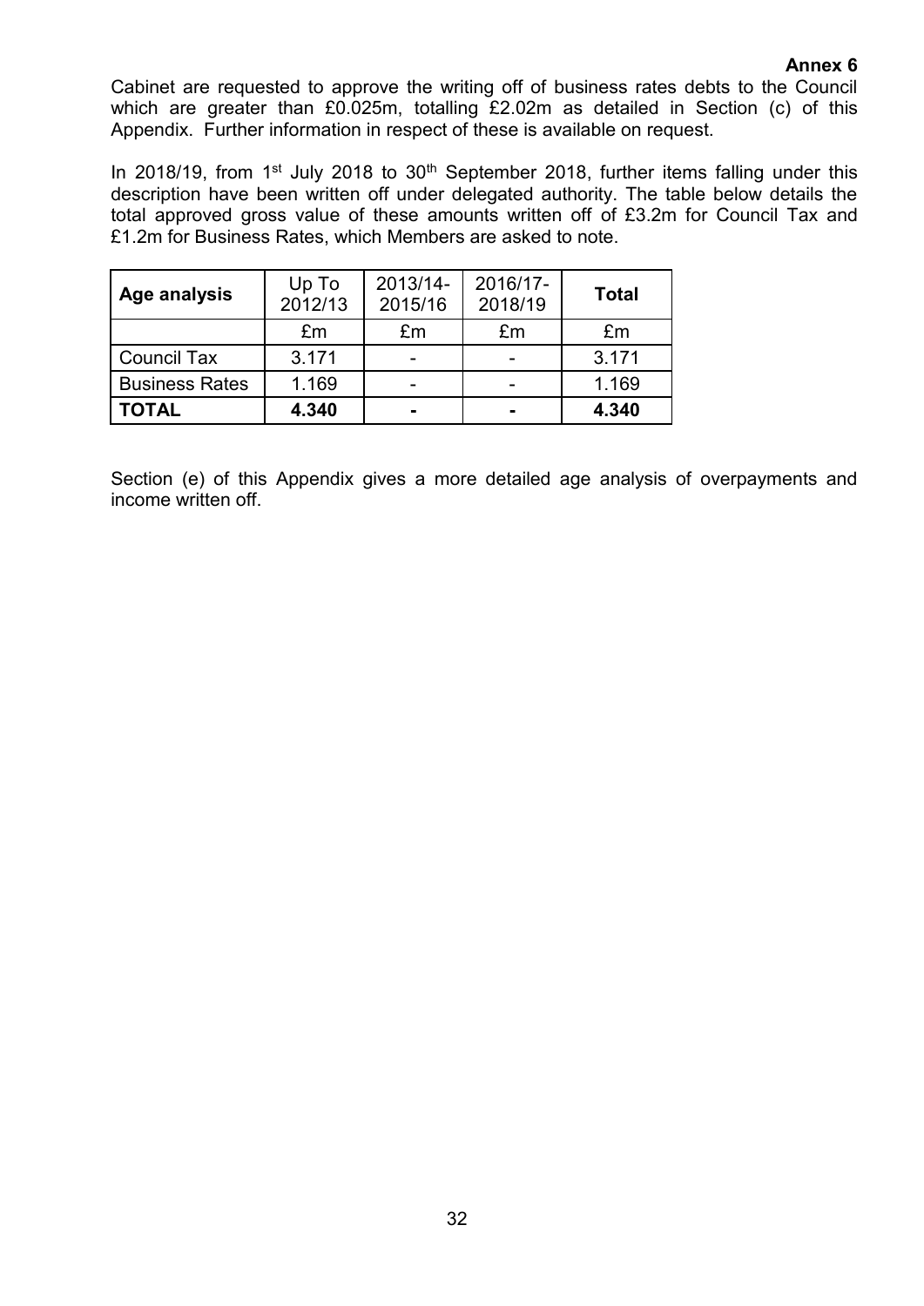**Annex 6**

Cabinet are requested to approve the writing off of business rates debts to the Council which are greater than £0.025m, totalling £2.02m as detailed in Section (c) of this Appendix. Further information in respect of these is available on request.

In 2018/19, from 1st July 2018 to 30th September 2018, further items falling under this description have been written off under delegated authority. The table below details the total approved gross value of these amounts written off of £3.2m for Council Tax and £1.2m for Business Rates, which Members are asked to note.

| **Age analysis** | Up To 2012/13 | 2013/14-2015/16 | 2016/17-2018/19 | **Total** |
|---|---|---|---|---|
| | £m | £m | £m | £m |
| Council Tax | 3.171 | - | - | 3.171 |
| Business Rates | 1.169 | - | - | 1.169 |
| **TOTAL** | **4.340** | **-** | **-** | **4.340** |

Section (e) of this Appendix gives a more detailed age analysis of overpayments and income written off.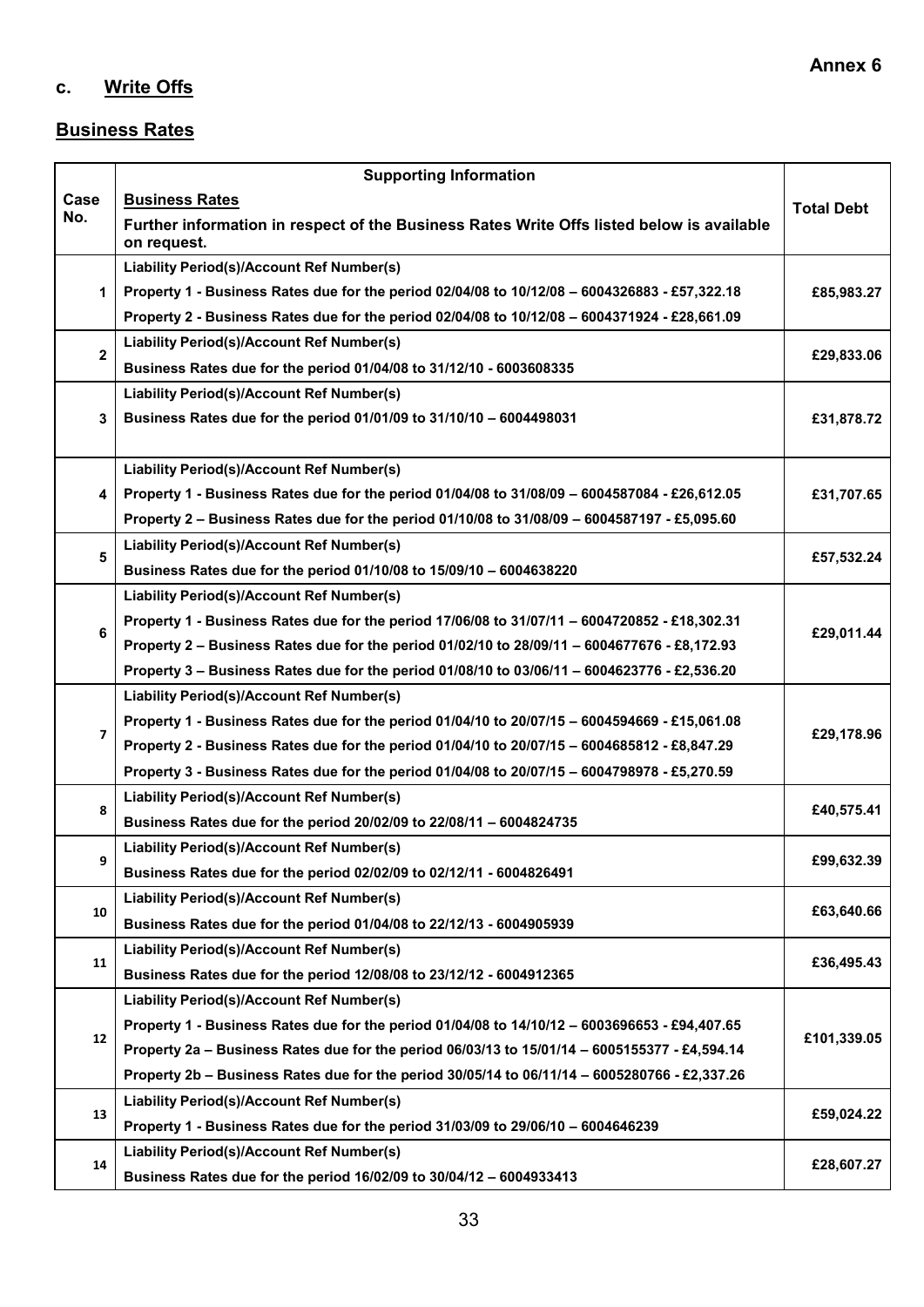Annex 6

## c. Write Offs

## Business Rates

| Case No. | Supporting Information<br>**Business Rates**<br>Further information in respect of the Business Rates Write Offs listed below is available on request. | Total Debt |
|---|---|---|
| 1 | Liability Period(s)/Account Ref Number(s)<br>Property 1 - Business Rates due for the period 02/04/08 to 10/12/08 – 6004326883 - £57,322.18<br>Property 2 - Business Rates due for the period 02/04/08 to 10/12/08 – 6004371924 - £28,661.09 | £85,983.27 |
| 2 | Liability Period(s)/Account Ref Number(s)<br>Business Rates due for the period 01/04/08 to 31/12/10 - 6003608335 | £29,833.06 |
| 3 | Liability Period(s)/Account Ref Number(s)<br>Business Rates due for the period 01/01/09 to 31/10/10 – 6004498031 | £31,878.72 |
| 4 | Liability Period(s)/Account Ref Number(s)<br>Property 1 - Business Rates due for the period 01/04/08 to 31/08/09 – 6004587084 - £26,612.05<br>Property 2 – Business Rates due for the period 01/10/08 to 31/08/09 – 6004587197 - £5,095.60 | £31,707.65 |
| 5 | Liability Period(s)/Account Ref Number(s)<br>Business Rates due for the period 01/10/08 to 15/09/10 – 6004638220 | £57,532.24 |
| 6 | Liability Period(s)/Account Ref Number(s)<br>Property 1 - Business Rates due for the period 17/06/08 to 31/07/11 – 6004720852 - £18,302.31<br>Property 2 – Business Rates due for the period 01/02/10 to 28/09/11 – 6004677676 - £8,172.93<br>Property 3 – Business Rates due for the period 01/08/10 to 03/06/11 – 6004623776 - £2,536.20 | £29,011.44 |
| 7 | Liability Period(s)/Account Ref Number(s)<br>Property 1 - Business Rates due for the period 01/04/10 to 20/07/15 – 6004594669 - £15,061.08<br>Property 2 - Business Rates due for the period 01/04/10 to 20/07/15 – 6004685812 - £8,847.29<br>Property 3 - Business Rates due for the period 01/04/08 to 20/07/15 – 6004798978 - £5,270.59 | £29,178.96 |
| 8 | Liability Period(s)/Account Ref Number(s)<br>Business Rates due for the period 20/02/09 to 22/08/11 – 6004824735 | £40,575.41 |
| 9 | Liability Period(s)/Account Ref Number(s)<br>Business Rates due for the period 02/02/09 to 02/12/11 - 6004826491 | £99,632.39 |
| 10 | Liability Period(s)/Account Ref Number(s)<br>Business Rates due for the period 01/04/08 to 22/12/13 - 6004905939 | £63,640.66 |
| 11 | Liability Period(s)/Account Ref Number(s)<br>Business Rates due for the period 12/08/08 to 23/12/12 - 6004912365 | £36,495.43 |
| 12 | Liability Period(s)/Account Ref Number(s)<br>Property 1 - Business Rates due for the period 01/04/08 to 14/10/12 – 6003696653 - £94,407.65<br>Property 2a – Business Rates due for the period 06/03/13 to 15/01/14 – 6005155377 - £4,594.14<br>Property 2b – Business Rates due for the period 30/05/14 to 06/11/14 – 6005280766 - £2,337.26 | £101,339.05 |
| 13 | Liability Period(s)/Account Ref Number(s)<br>Property 1 - Business Rates due for the period 31/03/09 to 29/06/10 – 6004646239 | £59,024.22 |
| 14 | Liability Period(s)/Account Ref Number(s)<br>Business Rates due for the period 16/02/09 to 30/04/12 – 6004933413 | £28,607.27 |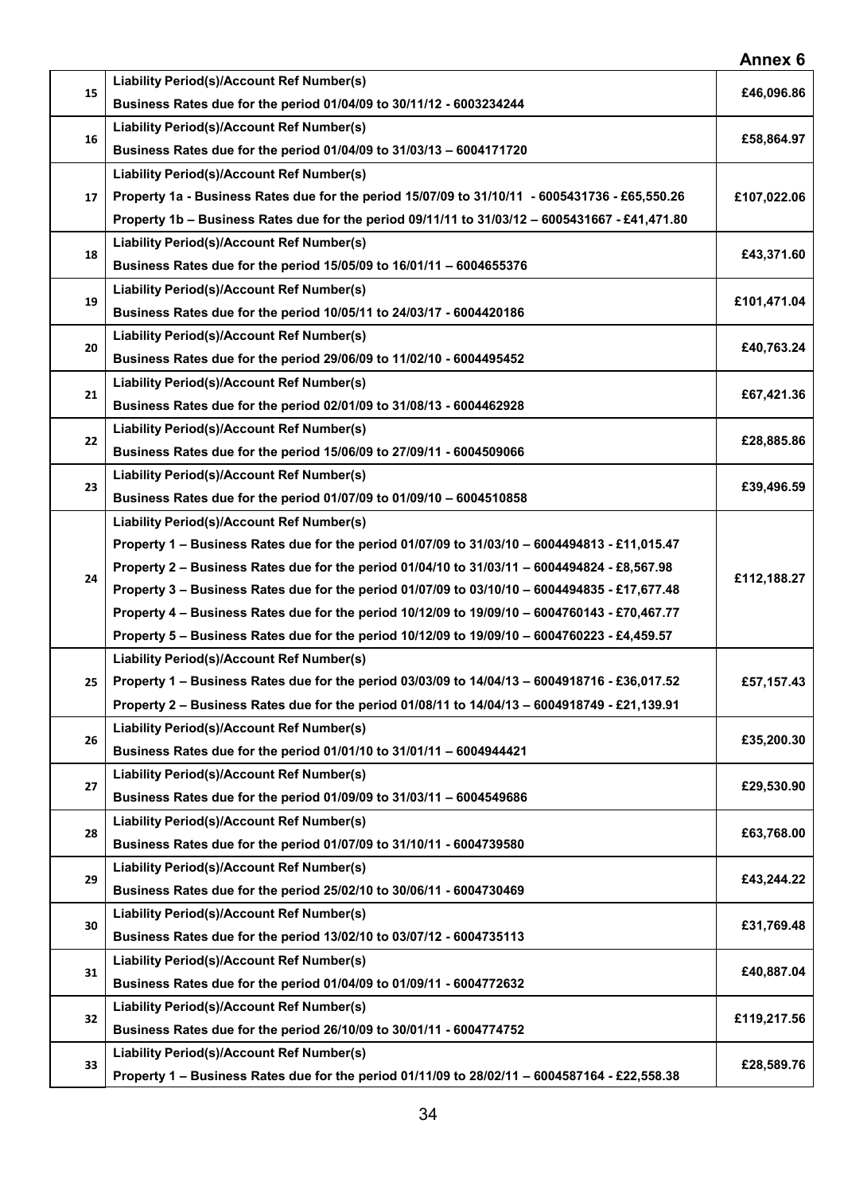**Annex 6**

| | | |
|---|---|---|
| 15 | **Liability Period(s)/Account Ref Number(s)**<br>**Business Rates due for the period 01/04/09 to 30/11/12 - 6003234244** | **£46,096.86** |
| 16 | **Liability Period(s)/Account Ref Number(s)**<br>**Business Rates due for the period 01/04/09 to 31/03/13 – 6004171720** | **£58,864.97** |
| 17 | **Liability Period(s)/Account Ref Number(s)**<br>**Property 1a - Business Rates due for the period 15/07/09 to 31/10/11 - 6005431736 - £65,550.26**<br>**Property 1b – Business Rates due for the period 09/11/11 to 31/03/12 – 6005431667 - £41,471.80** | **£107,022.06** |
| 18 | **Liability Period(s)/Account Ref Number(s)**<br>**Business Rates due for the period 15/05/09 to 16/01/11 – 6004655376** | **£43,371.60** |
| 19 | **Liability Period(s)/Account Ref Number(s)**<br>**Business Rates due for the period 10/05/11 to 24/03/17 - 6004420186** | **£101,471.04** |
| 20 | **Liability Period(s)/Account Ref Number(s)**<br>**Business Rates due for the period 29/06/09 to 11/02/10 - 6004495452** | **£40,763.24** |
| 21 | **Liability Period(s)/Account Ref Number(s)**<br>**Business Rates due for the period 02/01/09 to 31/08/13 - 6004462928** | **£67,421.36** |
| 22 | **Liability Period(s)/Account Ref Number(s)**<br>**Business Rates due for the period 15/06/09 to 27/09/11 - 6004509066** | **£28,885.86** |
| 23 | **Liability Period(s)/Account Ref Number(s)**<br>**Business Rates due for the period 01/07/09 to 01/09/10 – 6004510858** | **£39,496.59** |
| 24 | **Liability Period(s)/Account Ref Number(s)**<br>**Property 1 – Business Rates due for the period 01/07/09 to 31/03/10 – 6004494813 - £11,015.47**<br>**Property 2 – Business Rates due for the period 01/04/10 to 31/03/11 – 6004494824 - £8,567.98**<br>**Property 3 – Business Rates due for the period 01/07/09 to 03/10/10 – 6004494835 - £17,677.48**<br>**Property 4 – Business Rates due for the period 10/12/09 to 19/09/10 – 6004760143 - £70,467.77**<br>**Property 5 – Business Rates due for the period 10/12/09 to 19/09/10 – 6004760223 - £4,459.57** | **£112,188.27** |
| 25 | **Liability Period(s)/Account Ref Number(s)**<br>**Property 1 – Business Rates due for the period 03/03/09 to 14/04/13 – 6004918716 - £36,017.52**<br>**Property 2 – Business Rates due for the period 01/08/11 to 14/04/13 – 6004918749 - £21,139.91** | **£57,157.43** |
| 26 | **Liability Period(s)/Account Ref Number(s)**<br>**Business Rates due for the period 01/01/10 to 31/01/11 – 6004944421** | **£35,200.30** |
| 27 | **Liability Period(s)/Account Ref Number(s)**<br>**Business Rates due for the period 01/09/09 to 31/03/11 – 6004549686** | **£29,530.90** |
| 28 | **Liability Period(s)/Account Ref Number(s)**<br>**Business Rates due for the period 01/07/09 to 31/10/11 - 6004739580** | **£63,768.00** |
| 29 | **Liability Period(s)/Account Ref Number(s)**<br>**Business Rates due for the period 25/02/10 to 30/06/11 - 6004730469** | **£43,244.22** |
| 30 | **Liability Period(s)/Account Ref Number(s)**<br>**Business Rates due for the period 13/02/10 to 03/07/12 - 6004735113** | **£31,769.48** |
| 31 | **Liability Period(s)/Account Ref Number(s)**<br>**Business Rates due for the period 01/04/09 to 01/09/11 - 6004772632** | **£40,887.04** |
| 32 | **Liability Period(s)/Account Ref Number(s)**<br>**Business Rates due for the period 26/10/09 to 30/01/11 - 6004774752** | **£119,217.56** |
| 33 | **Liability Period(s)/Account Ref Number(s)**<br>**Property 1 – Business Rates due for the period 01/11/09 to 28/02/11 – 6004587164 - £22,558.38** | **£28,589.76** |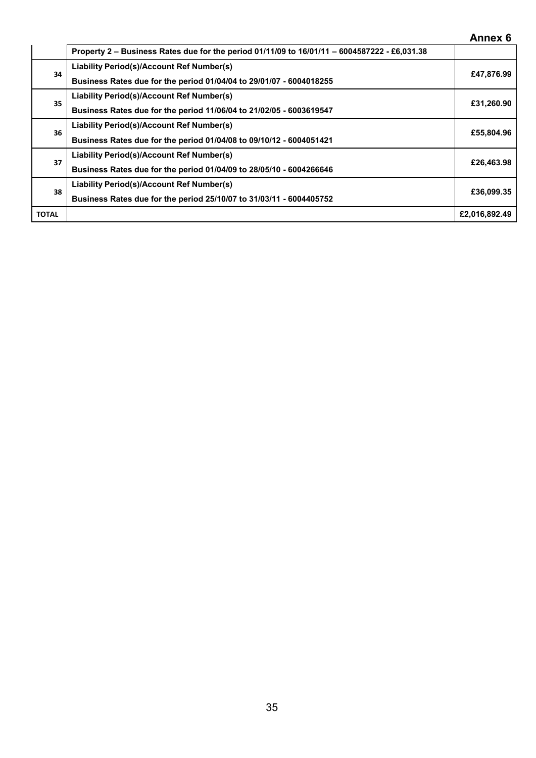**Annex 6**

| | | |
|---|---|---|
| | **Property 2 – Business Rates due for the period 01/11/09 to 16/01/11 – 6004587222 - £6,031.38** | |
| **34** | **Liability Period(s)/Account Ref Number(s)**<br>**Business Rates due for the period 01/04/04 to 29/01/07 - 6004018255** | **£47,876.99** |
| **35** | **Liability Period(s)/Account Ref Number(s)**<br>**Business Rates due for the period 11/06/04 to 21/02/05 - 6003619547** | **£31,260.90** |
| **36** | **Liability Period(s)/Account Ref Number(s)**<br>**Business Rates due for the period 01/04/08 to 09/10/12 - 6004051421** | **£55,804.96** |
| **37** | **Liability Period(s)/Account Ref Number(s)**<br>**Business Rates due for the period 01/04/09 to 28/05/10 - 6004266646** | **£26,463.98** |
| **38** | **Liability Period(s)/Account Ref Number(s)**<br>**Business Rates due for the period 25/10/07 to 31/03/11 - 6004405752** | **£36,099.35** |
| **TOTAL** | | **£2,016,892.49** |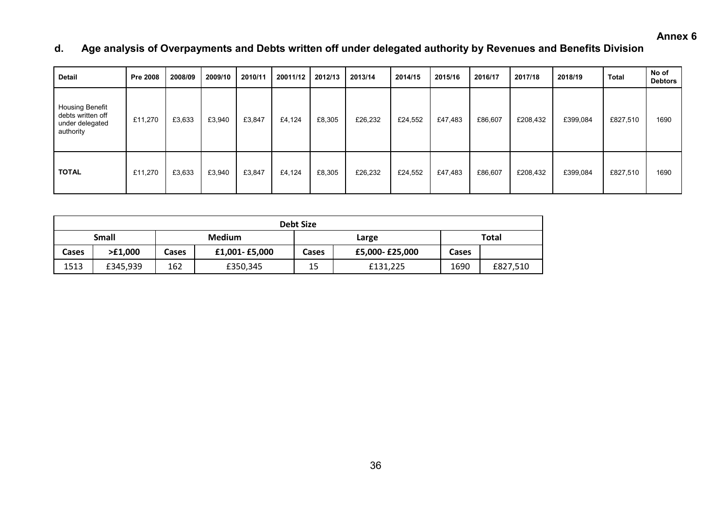**Annex 6**

## d. Age analysis of Overpayments and Debts written off under delegated authority by Revenues and Benefits Division

| Detail | Pre 2008 | 2008/09 | 2009/10 | 2010/11 | 20011/12 | 2012/13 | 2013/14 | 2014/15 | 2015/16 | 2016/17 | 2017/18 | 2018/19 | Total | No of Debtors |
|---|---|---|---|---|---|---|---|---|---|---|---|---|---|---|
| Housing Benefit debts written off under delegated authority | £11,270 | £3,633 | £3,940 | £3,847 | £4,124 | £8,305 | £26,232 | £24,552 | £47,483 | £86,607 | £208,432 | £399,084 | £827,510 | 1690 |
| **TOTAL** | £11,270 | £3,633 | £3,940 | £3,847 | £4,124 | £8,305 | £26,232 | £24,552 | £47,483 | £86,607 | £208,432 | £399,084 | £827,510 | 1690 |

| **Debt Size** | | | | | | | |
|---|---|---|---|---|---|---|---|
| **Small** | | **Medium** | | **Large** | | **Total** | |
| **Cases** | **>£1,000** | **Cases** | **£1,001- £5,000** | **Cases** | **£5,000- £25,000** | **Cases** | |
| 1513 | £345,939 | 162 | £350,345 | 15 | £131,225 | 1690 | £827,510 |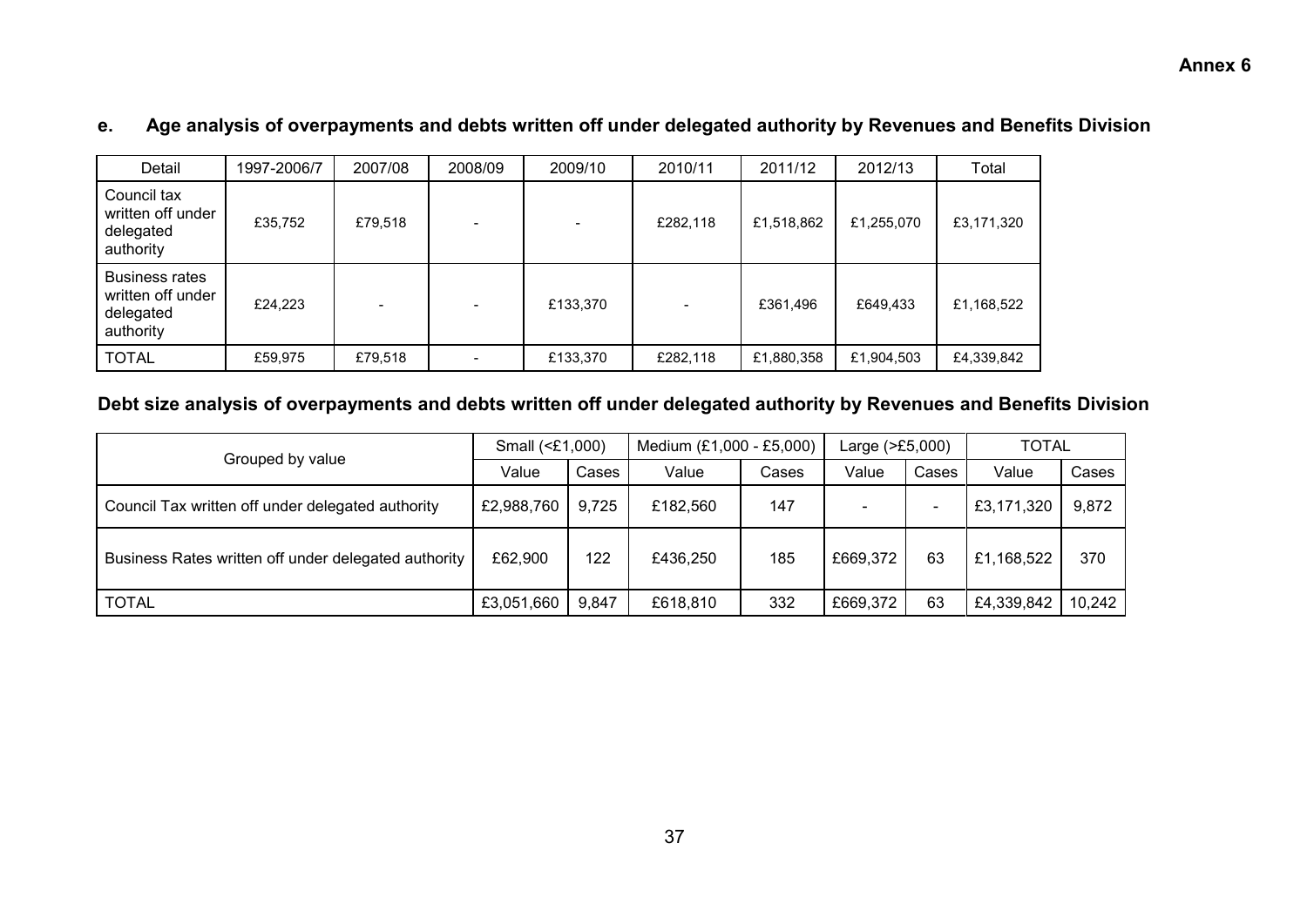**Annex 6**

## e. Age analysis of overpayments and debts written off under delegated authority by Revenues and Benefits Division

| Detail | 1997-2006/7 | 2007/08 | 2008/09 | 2009/10 | 2010/11 | 2011/12 | 2012/13 | Total |
|---|---|---|---|---|---|---|---|---|
| Council tax written off under delegated authority | £35,752 | £79,518 | - | - | £282,118 | £1,518,862 | £1,255,070 | £3,171,320 |
| Business rates written off under delegated authority | £24,223 | - | - | £133,370 | - | £361,496 | £649,433 | £1,168,522 |
| TOTAL | £59,975 | £79,518 | - | £133,370 | £282,118 | £1,880,358 | £1,904,503 | £4,339,842 |

## Debt size analysis of overpayments and debts written off under delegated authority by Revenues and Benefits Division

| Grouped by value | Small (<£1,000) | | Medium (£1,000 - £5,000) | | Large (>£5,000) | | TOTAL | |
|---|---|---|---|---|---|---|---|---|
| | Value | Cases | Value | Cases | Value | Cases | Value | Cases |
| Council Tax written off under delegated authority | £2,988,760 | 9,725 | £182,560 | 147 | - | - | £3,171,320 | 9,872 |
| Business Rates written off under delegated authority | £62,900 | 122 | £436,250 | 185 | £669,372 | 63 | £1,168,522 | 370 |
| TOTAL | £3,051,660 | 9,847 | £618,810 | 332 | £669,372 | 63 | £4,339,842 | 10,242 |